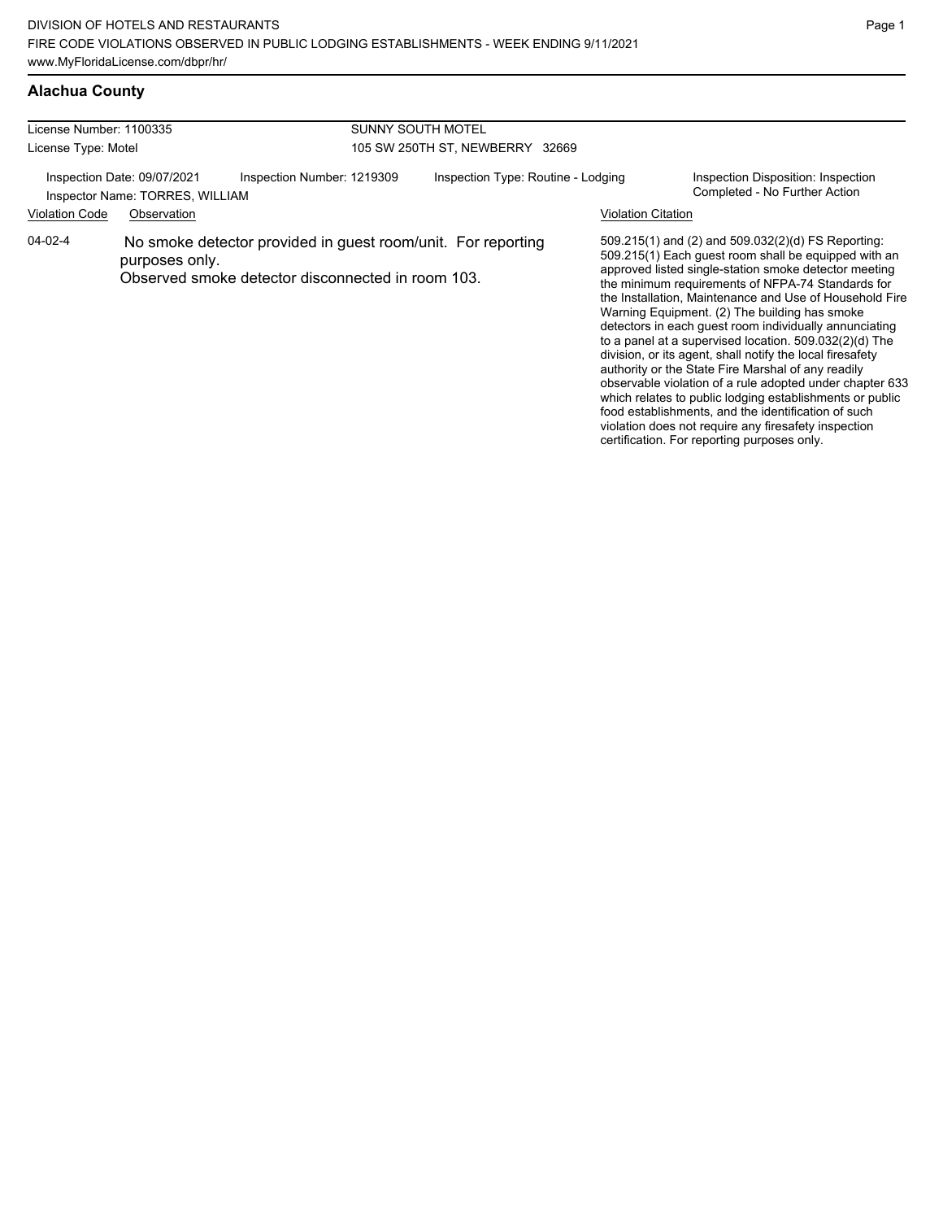DIVISION OF HOTELS AND RESTAURANTS
FIRE CODE VIOLATIONS OBSERVED IN PUBLIC LODGING ESTABLISHMENTS - WEEK ENDING 9/11/2021
www.MyFloridaLicense.com/dbpr/hr/

## Alachua County

License Number: 1100335
License Type: Motel

SUNNY SOUTH MOTEL
105 SW 250TH ST, NEWBERRY 32669

Inspection Date: 09/07/2021
Inspector Name: TORRES, WILLIAM
Inspection Number: 1219309
Inspection Type: Routine - Lodging
Inspection Disposition: Inspection Completed - No Further Action

| Violation Code | Observation | Violation Citation |
|---|---|---|
| 04-02-4 | No smoke detector provided in guest room/unit. For reporting purposes only. Observed smoke detector disconnected in room 103. | 509.215(1) and (2) and 509.032(2)(d) FS Reporting: 509.215(1) Each guest room shall be equipped with an approved listed single-station smoke detector meeting the minimum requirements of NFPA-74 Standards for the Installation, Maintenance and Use of Household Fire Warning Equipment. (2) The building has smoke detectors in each guest room individually annunciating to a panel at a supervised location. 509.032(2)(d) The division, or its agent, shall notify the local firesafety authority or the State Fire Marshal of any readily observable violation of a rule adopted under chapter 633 which relates to public lodging establishments or public food establishments, and the identification of such violation does not require any firesafety inspection certification. For reporting purposes only. |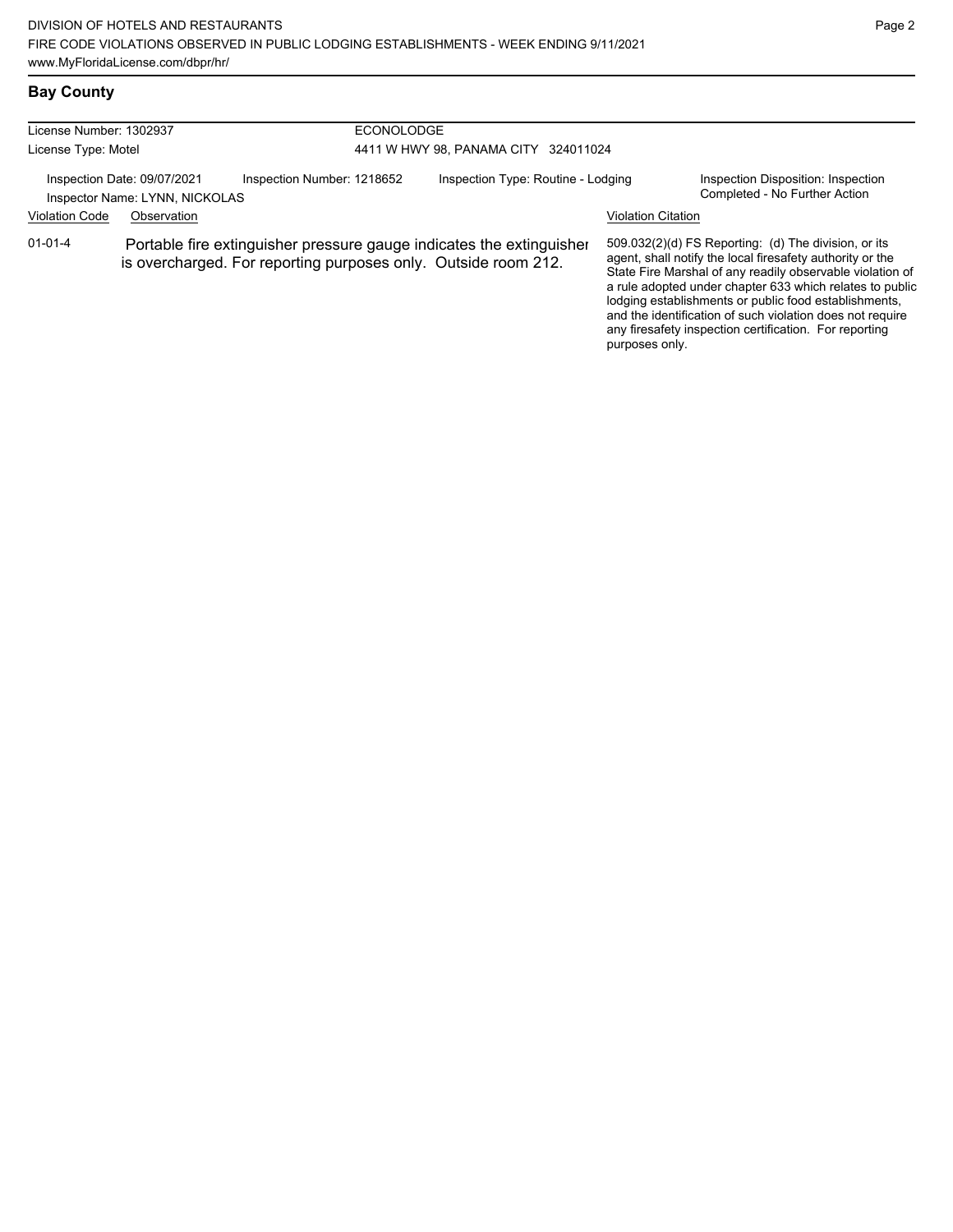## Bay County

| License Number: 1302937 | ECONOLODGE |
| --- | --- |
| License Type: Motel | 4411 W HWY 98, PANAMA CITY 324011024 |

Inspection Date: 09/07/2021 | Inspection Number: 1218652 | Inspection Type: Routine - Lodging | Inspection Disposition: Inspection Completed - No Further Action

Inspector Name: LYNN, NICKOLAS

| Violation Code | Observation | Violation Citation |
| --- | --- | --- |
| 01-01-4 | Portable fire extinguisher pressure gauge indicates the extinguisher is overcharged. For reporting purposes only. Outside room 212. | 509.032(2)(d) FS Reporting: (d) The division, or its agent, shall notify the local firesafety authority or the State Fire Marshal of any readily observable violation of a rule adopted under chapter 633 which relates to public lodging establishments or public food establishments, and the identification of such violation does not require any firesafety inspection certification. For reporting purposes only. |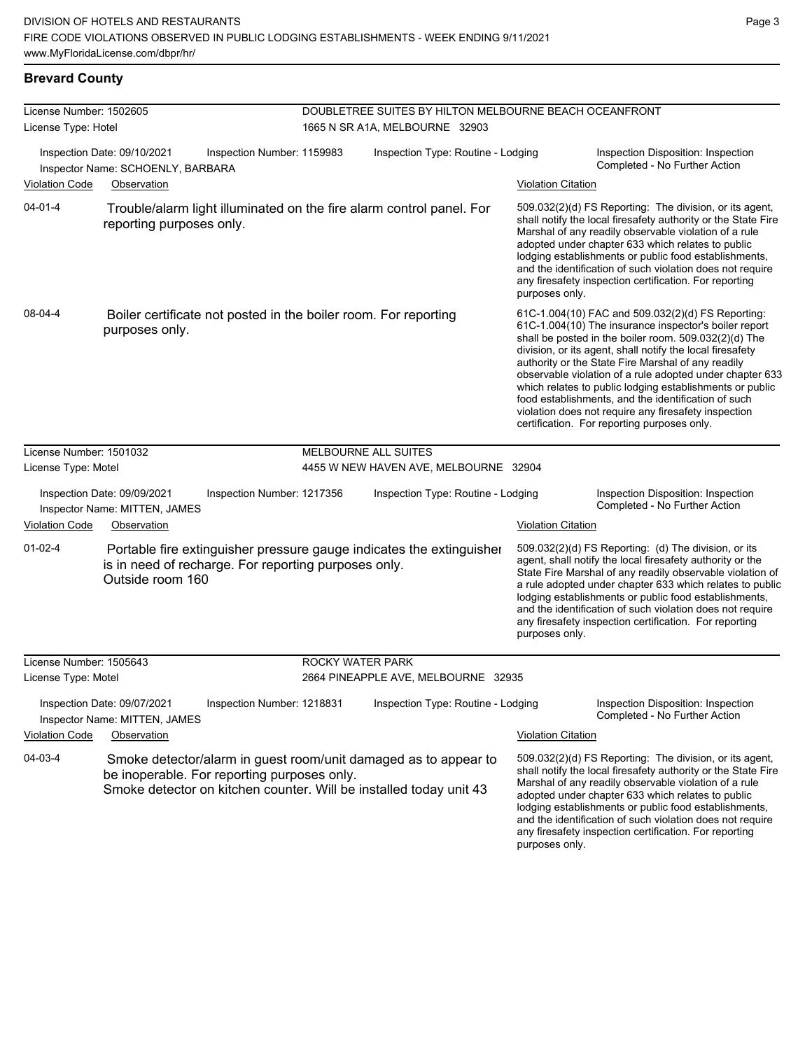DIVISION OF HOTELS AND RESTAURANTS
FIRE CODE VIOLATIONS OBSERVED IN PUBLIC LODGING ESTABLISHMENTS - WEEK ENDING 9/11/2021
www.MyFloridaLicense.com/dbpr/hr/

## Brevard County

**License Number:** 1502605
**License Type:** Hotel
**DOUBLETREE SUITES BY HILTON MELBOURNE BEACH OCEANFRONT**
1665 N SR A1A, MELBOURNE 32903

Inspection Date: 09/10/2021
Inspection Number: 1159983
Inspection Type: Routine - Lodging
Inspection Disposition: Inspection Completed - No Further Action
Inspector Name: SCHOENLY, BARBARA

| Violation Code | Observation | Violation Citation |
| --- | --- | --- |
| 04-01-4 | Trouble/alarm light illuminated on the fire alarm control panel. For reporting purposes only. | 509.032(2)(d) FS Reporting: The division, or its agent, shall notify the local firesafety authority or the State Fire Marshal of any readily observable violation of a rule adopted under chapter 633 which relates to public lodging establishments or public food establishments, and the identification of such violation does not require any firesafety inspection certification. For reporting purposes only. |
| 08-04-4 | Boiler certificate not posted in the boiler room. For reporting purposes only. | 61C-1.004(10) FAC and 509.032(2)(d) FS Reporting: 61C-1.004(10) The insurance inspector's boiler report shall be posted in the boiler room. 509.032(2)(d) The division, or its agent, shall notify the local firesafety authority or the State Fire Marshal of any readily observable violation of a rule adopted under chapter 633 which relates to public lodging establishments or public food establishments, and the identification of such violation does not require any firesafety inspection certification. For reporting purposes only. |

**License Number:** 1501032
**License Type:** Motel
**MELBOURNE ALL SUITES**
4455 W NEW HAVEN AVE, MELBOURNE 32904

Inspection Date: 09/09/2021
Inspection Number: 1217356
Inspection Type: Routine - Lodging
Inspection Disposition: Inspection Completed - No Further Action
Inspector Name: MITTEN, JAMES

| Violation Code | Observation | Violation Citation |
| --- | --- | --- |
| 01-02-4 | Portable fire extinguisher pressure gauge indicates the extinguisher is in need of recharge. For reporting purposes only. Outside room 160 | 509.032(2)(d) FS Reporting: (d) The division, or its agent, shall notify the local firesafety authority or the State Fire Marshal of any readily observable violation of a rule adopted under chapter 633 which relates to public lodging establishments or public food establishments, and the identification of such violation does not require any firesafety inspection certification. For reporting purposes only. |

**License Number:** 1505643
**License Type:** Motel
**ROCKY WATER PARK**
2664 PINEAPPLE AVE, MELBOURNE 32935

Inspection Date: 09/07/2021
Inspection Number: 1218831
Inspection Type: Routine - Lodging
Inspection Disposition: Inspection Completed - No Further Action
Inspector Name: MITTEN, JAMES

| Violation Code | Observation | Violation Citation |
| --- | --- | --- |
| 04-03-4 | Smoke detector/alarm in guest room/unit damaged as to appear to be inoperable. For reporting purposes only. Smoke detector on kitchen counter. Will be installed today unit 43 | 509.032(2)(d) FS Reporting: The division, or its agent, shall notify the local firesafety authority or the State Fire Marshal of any readily observable violation of a rule adopted under chapter 633 which relates to public lodging establishments or public food establishments, and the identification of such violation does not require any firesafety inspection certification. For reporting purposes only. |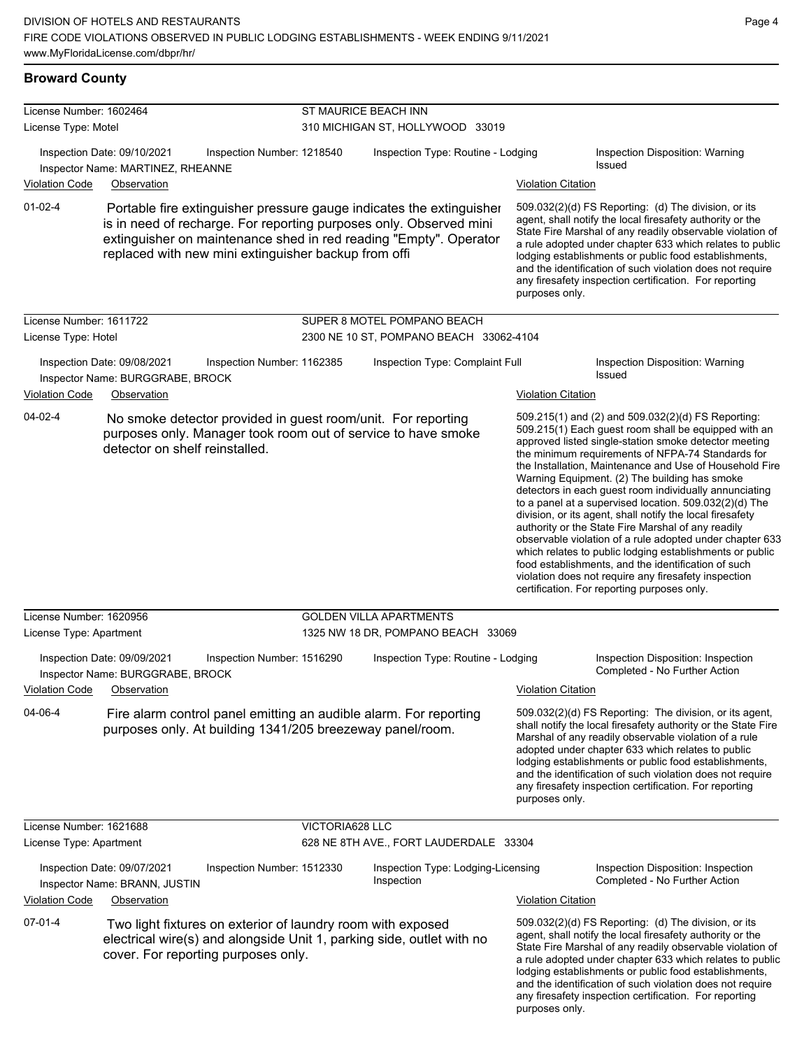## Broward County

**License Number:** 1602464
**License Type:** Motel

**ST MAURICE BEACH INN**
310 MICHIGAN ST, HOLLYWOOD 33019

Inspection Date: 09/10/2021 | Inspection Number: 1218540 | Inspection Type: Routine - Lodging | Inspection Disposition: Warning Issued

Inspector Name: MARTINEZ, RHEANNE

| Violation Code | Observation | Violation Citation |
| --- | --- | --- |
| 01-02-4 | Portable fire extinguisher pressure gauge indicates the extinguisher is in need of recharge. For reporting purposes only. Observed mini extinguisher on maintenance shed in red reading "Empty". Operator replaced with new mini extinguisher backup from offi | 509.032(2)(d) FS Reporting: (d) The division, or its agent, shall notify the local firesafety authority or the State Fire Marshal of any readily observable violation of a rule adopted under chapter 633 which relates to public lodging establishments or public food establishments, and the identification of such violation does not require any firesafety inspection certification. For reporting purposes only. |

---

**License Number:** 1611722
**License Type:** Hotel

**SUPER 8 MOTEL POMPANO BEACH**
2300 NE 10 ST, POMPANO BEACH 33062-4104

Inspection Date: 09/08/2021 | Inspection Number: 1162385 | Inspection Type: Complaint Full | Inspection Disposition: Warning Issued

Inspector Name: BURGGRABE, BROCK

| Violation Code | Observation | Violation Citation |
| --- | --- | --- |
| 04-02-4 | No smoke detector provided in guest room/unit. For reporting purposes only. Manager took room out of service to have smoke detector on shelf reinstalled. | 509.215(1) and (2) and 509.032(2)(d) FS Reporting: 509.215(1) Each guest room shall be equipped with an approved listed single-station smoke detector meeting the minimum requirements of NFPA-74 Standards for the Installation, Maintenance and Use of Household Fire Warning Equipment. (2) The building has smoke detectors in each guest room individually annunciating to a panel at a supervised location. 509.032(2)(d) The division, or its agent, shall notify the local firesafety authority or the State Fire Marshal of any readily observable violation of a rule adopted under chapter 633 which relates to public lodging establishments or public food establishments, and the identification of such violation does not require any firesafety inspection certification. For reporting purposes only. |

---

**License Number:** 1620956
**License Type:** Apartment

**GOLDEN VILLA APARTMENTS**
1325 NW 18 DR, POMPANO BEACH 33069

Inspection Date: 09/09/2021 | Inspection Number: 1516290 | Inspection Type: Routine - Lodging | Inspection Disposition: Inspection Completed - No Further Action

Inspector Name: BURGGRABE, BROCK

| Violation Code | Observation | Violation Citation |
| --- | --- | --- |
| 04-06-4 | Fire alarm control panel emitting an audible alarm. For reporting purposes only. At building 1341/205 breezeway panel/room. | 509.032(2)(d) FS Reporting: The division, or its agent, shall notify the local firesafety authority or the State Fire Marshal of any readily observable violation of a rule adopted under chapter 633 which relates to public lodging establishments or public food establishments, and the identification of such violation does not require any firesafety inspection certification. For reporting purposes only. |

---

**License Number:** 1621688
**License Type:** Apartment

**VICTORIA628 LLC**
628 NE 8TH AVE., FORT LAUDERDALE 33304

Inspection Date: 09/07/2021 | Inspection Number: 1512330 | Inspection Type: Lodging-Licensing Inspection | Inspection Disposition: Inspection Completed - No Further Action

Inspector Name: BRANN, JUSTIN

| Violation Code | Observation | Violation Citation |
| --- | --- | --- |
| 07-01-4 | Two light fixtures on exterior of laundry room with exposed electrical wire(s) and alongside Unit 1, parking side, outlet with no cover. For reporting purposes only. | 509.032(2)(d) FS Reporting: (d) The division, or its agent, shall notify the local firesafety authority or the State Fire Marshal of any readily observable violation of a rule adopted under chapter 633 which relates to public lodging establishments or public food establishments, and the identification of such violation does not require any firesafety inspection certification. For reporting purposes only. |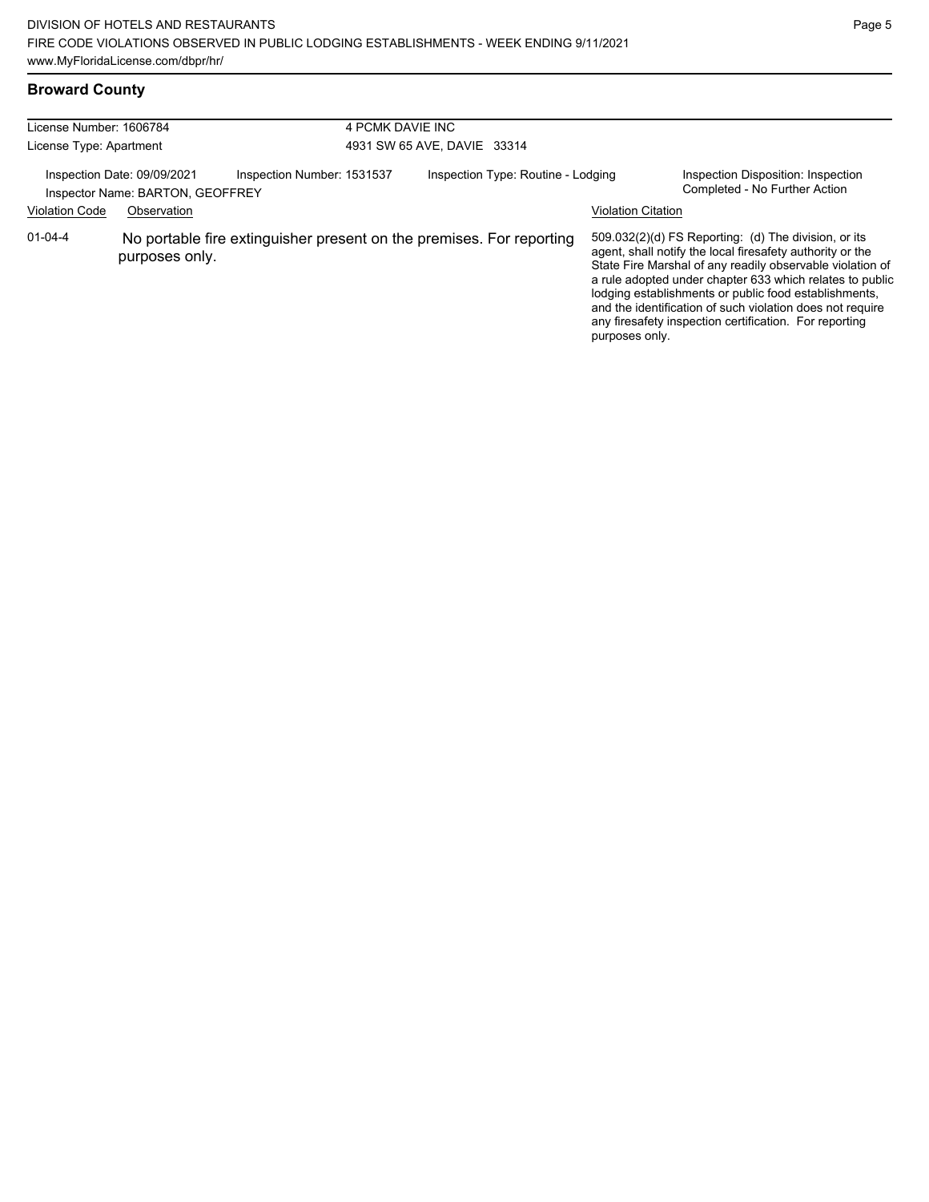## Broward County

| License Number: 1606784 | 4 PCMK DAVIE INC |
|---|---|
| License Type: Apartment | 4931 SW 65 AVE, DAVIE 33314 |

Inspection Date: 09/09/2021 | Inspection Number: 1531537 | Inspection Type: Routine - Lodging | Inspection Disposition: Inspection Completed - No Further Action

Inspector Name: BARTON, GEOFFREY

| Violation Code | Observation | Violation Citation |
|---|---|---|
| 01-04-4 | No portable fire extinguisher present on the premises. For reporting purposes only. | 509.032(2)(d) FS Reporting: (d) The division, or its agent, shall notify the local firesafety authority or the State Fire Marshal of any readily observable violation of a rule adopted under chapter 633 which relates to public lodging establishments or public food establishments, and the identification of such violation does not require any firesafety inspection certification. For reporting purposes only. |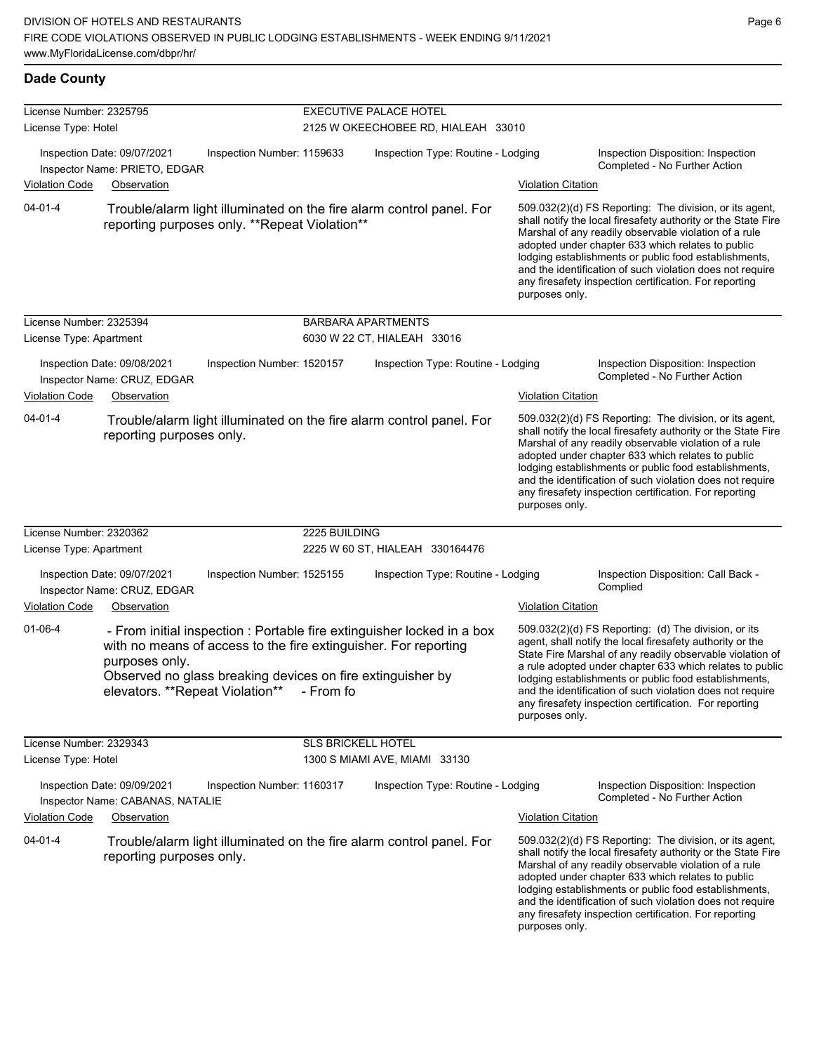## Dade County

**License Number:** 2325795 | **EXECUTIVE PALACE HOTEL**
**License Type:** Hotel | 2125 W OKEECHOBEE RD, HIALEAH 33010

Inspection Date: 09/07/2021 | Inspection Number: 1159633 | Inspection Type: Routine - Lodging | Inspection Disposition: Inspection Completed - No Further Action
Inspector Name: PRIETO, EDGAR

| Violation Code | Observation | Violation Citation |
| --- | --- | --- |
| 04-01-4 | Trouble/alarm light illuminated on the fire alarm control panel. For reporting purposes only. **Repeat Violation** | 509.032(2)(d) FS Reporting: The division, or its agent, shall notify the local firesafety authority or the State Fire Marshal of any readily observable violation of a rule adopted under chapter 633 which relates to public lodging establishments or public food establishments, and the identification of such violation does not require any firesafety inspection certification. For reporting purposes only. |

**License Number:** 2325394 | **BARBARA APARTMENTS**
**License Type:** Apartment | 6030 W 22 CT, HIALEAH 33016

Inspection Date: 09/08/2021 | Inspection Number: 1520157 | Inspection Type: Routine - Lodging | Inspection Disposition: Inspection Completed - No Further Action
Inspector Name: CRUZ, EDGAR

| Violation Code | Observation | Violation Citation |
| --- | --- | --- |
| 04-01-4 | Trouble/alarm light illuminated on the fire alarm control panel. For reporting purposes only. | 509.032(2)(d) FS Reporting: The division, or its agent, shall notify the local firesafety authority or the State Fire Marshal of any readily observable violation of a rule adopted under chapter 633 which relates to public lodging establishments or public food establishments, and the identification of such violation does not require any firesafety inspection certification. For reporting purposes only. |

**License Number:** 2320362 | **2225 BUILDING**
**License Type:** Apartment | 2225 W 60 ST, HIALEAH 330164476

Inspection Date: 09/07/2021 | Inspection Number: 1525155 | Inspection Type: Routine - Lodging | Inspection Disposition: Call Back - Complied
Inspector Name: CRUZ, EDGAR

| Violation Code | Observation | Violation Citation |
| --- | --- | --- |
| 01-06-4 | - From initial inspection : Portable fire extinguisher locked in a box with no means of access to the fire extinguisher. For reporting purposes only. Observed no glass breaking devices on fire extinguisher by elevators. **Repeat Violation** - From fo | 509.032(2)(d) FS Reporting: (d) The division, or its agent, shall notify the local firesafety authority or the State Fire Marshal of any readily observable violation of a rule adopted under chapter 633 which relates to public lodging establishments or public food establishments, and the identification of such violation does not require any firesafety inspection certification. For reporting purposes only. |

**License Number:** 2329343 | **SLS BRICKELL HOTEL**
**License Type:** Hotel | 1300 S MIAMI AVE, MIAMI 33130

Inspection Date: 09/09/2021 | Inspection Number: 1160317 | Inspection Type: Routine - Lodging | Inspection Disposition: Inspection Completed - No Further Action
Inspector Name: CABANAS, NATALIE

| Violation Code | Observation | Violation Citation |
| --- | --- | --- |
| 04-01-4 | Trouble/alarm light illuminated on the fire alarm control panel. For reporting purposes only. | 509.032(2)(d) FS Reporting: The division, or its agent, shall notify the local firesafety authority or the State Fire Marshal of any readily observable violation of a rule adopted under chapter 633 which relates to public lodging establishments or public food establishments, and the identification of such violation does not require any firesafety inspection certification. For reporting purposes only. |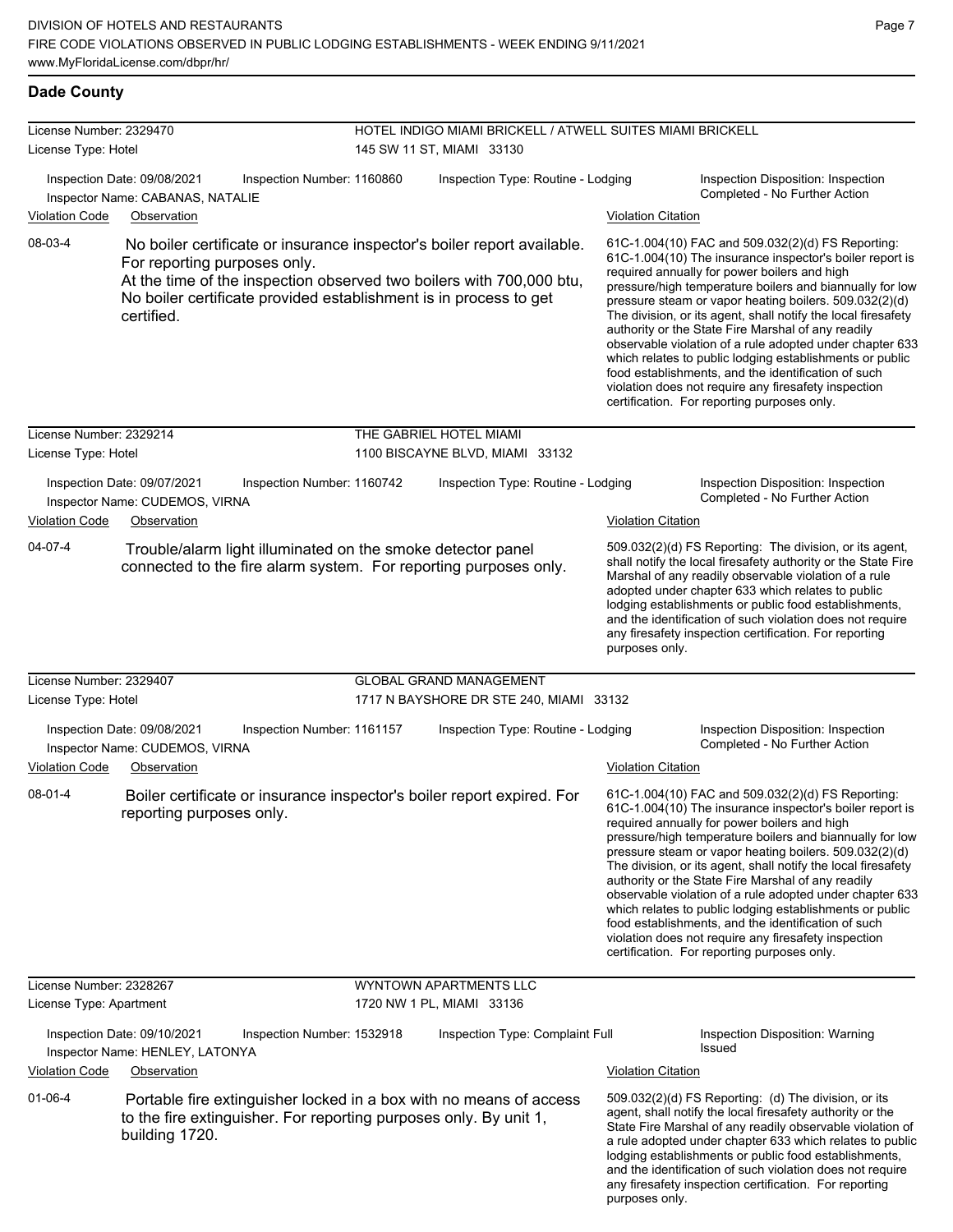## Dade County

**License Number:** 2329470 — HOTEL INDIGO MIAMI BRICKELL / ATWELL SUITES MIAMI BRICKELL
**License Type:** Hotel — 145 SW 11 ST, MIAMI 33130

Inspection Date: 09/08/2021 | Inspection Number: 1160860 | Inspection Type: Routine - Lodging | Inspection Disposition: Inspection Completed - No Further Action
Inspector Name: CABANAS, NATALIE

| Violation Code | Observation | Violation Citation |
|---|---|---|
| 08-03-4 | No boiler certificate or insurance inspector's boiler report available. For reporting purposes only. At the time of the inspection observed two boilers with 700,000 btu, No boiler certificate provided establishment is in process to get certified. | 61C-1.004(10) FAC and 509.032(2)(d) FS Reporting: 61C-1.004(10) The insurance inspector's boiler report is required annually for power boilers and high pressure/high temperature boilers and biannually for low pressure steam or vapor heating boilers. 509.032(2)(d) The division, or its agent, shall notify the local firesafety authority or the State Fire Marshal of any readily observable violation of a rule adopted under chapter 633 which relates to public lodging establishments or public food establishments, and the identification of such violation does not require any firesafety inspection certification. For reporting purposes only. |

**License Number:** 2329214 — THE GABRIEL HOTEL MIAMI
**License Type:** Hotel — 1100 BISCAYNE BLVD, MIAMI 33132

Inspection Date: 09/07/2021 | Inspection Number: 1160742 | Inspection Type: Routine - Lodging | Inspection Disposition: Inspection Completed - No Further Action
Inspector Name: CUDEMOS, VIRNA

| Violation Code | Observation | Violation Citation |
|---|---|---|
| 04-07-4 | Trouble/alarm light illuminated on the smoke detector panel connected to the fire alarm system. For reporting purposes only. | 509.032(2)(d) FS Reporting: The division, or its agent, shall notify the local firesafety authority or the State Fire Marshal of any readily observable violation of a rule adopted under chapter 633 which relates to public lodging establishments or public food establishments, and the identification of such violation does not require any firesafety inspection certification. For reporting purposes only. |

**License Number:** 2329407 — GLOBAL GRAND MANAGEMENT
**License Type:** Hotel — 1717 N BAYSHORE DR STE 240, MIAMI 33132

Inspection Date: 09/08/2021 | Inspection Number: 1161157 | Inspection Type: Routine - Lodging | Inspection Disposition: Inspection Completed - No Further Action
Inspector Name: CUDEMOS, VIRNA

| Violation Code | Observation | Violation Citation |
|---|---|---|
| 08-01-4 | Boiler certificate or insurance inspector's boiler report expired. For reporting purposes only. | 61C-1.004(10) FAC and 509.032(2)(d) FS Reporting: 61C-1.004(10) The insurance inspector's boiler report is required annually for power boilers and high pressure/high temperature boilers and biannually for low pressure steam or vapor heating boilers. 509.032(2)(d) The division, or its agent, shall notify the local firesafety authority or the State Fire Marshal of any readily observable violation of a rule adopted under chapter 633 which relates to public lodging establishments or public food establishments, and the identification of such violation does not require any firesafety inspection certification. For reporting purposes only. |

**License Number:** 2328267 — WYNTOWN APARTMENTS LLC
**License Type:** Apartment — 1720 NW 1 PL, MIAMI 33136

Inspection Date: 09/10/2021 | Inspection Number: 1532918 | Inspection Type: Complaint Full | Inspection Disposition: Warning Issued
Inspector Name: HENLEY, LATONYA

| Violation Code | Observation | Violation Citation |
|---|---|---|
| 01-06-4 | Portable fire extinguisher locked in a box with no means of access to the fire extinguisher. For reporting purposes only. By unit 1, building 1720. | 509.032(2)(d) FS Reporting: (d) The division, or its agent, shall notify the local firesafety authority or the State Fire Marshal of any readily observable violation of a rule adopted under chapter 633 which relates to public lodging establishments or public food establishments, and the identification of such violation does not require any firesafety inspection certification. For reporting purposes only. |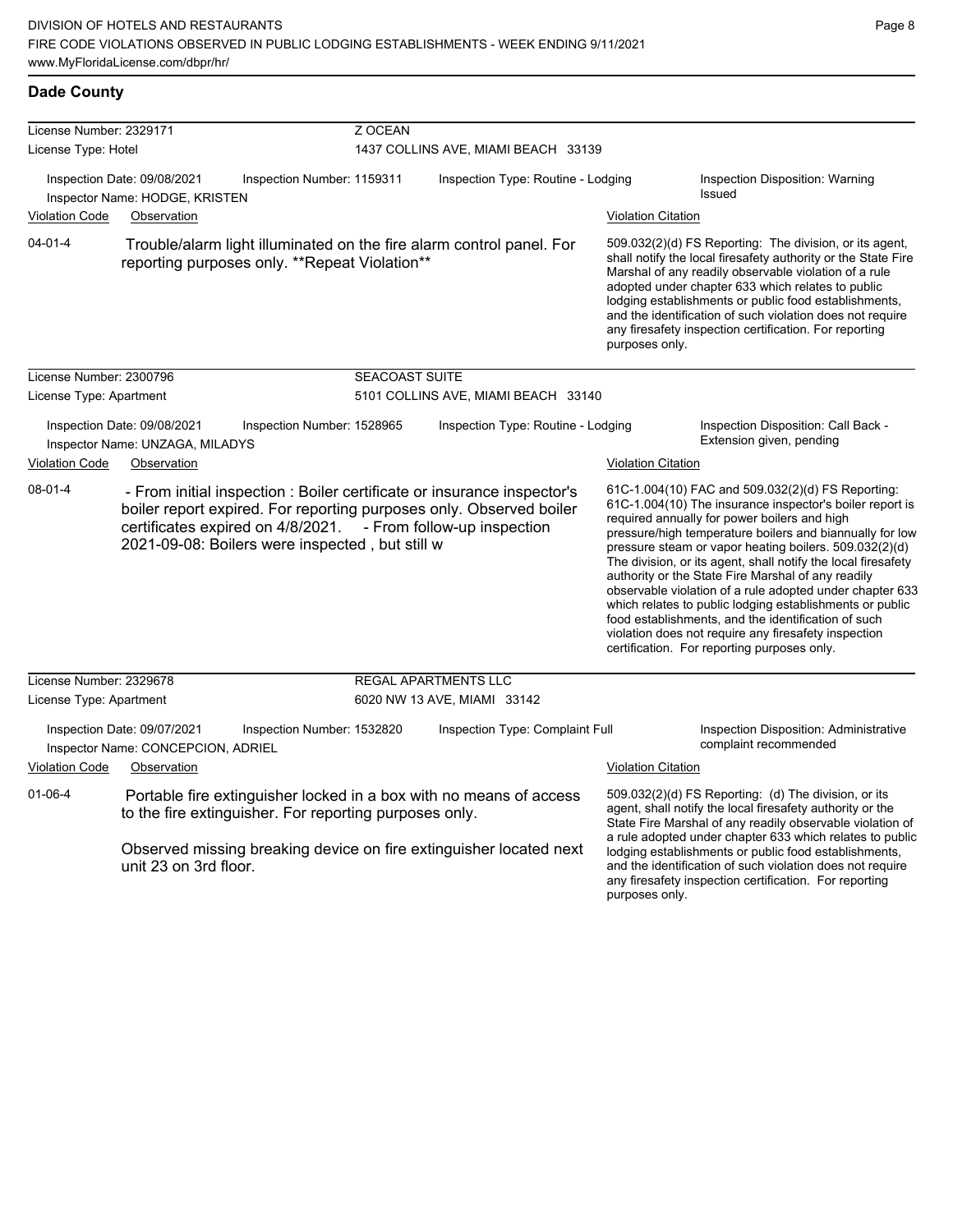## Dade County

**License Number:** 2329171 — **Z OCEAN**
**License Type:** Hotel — 1437 COLLINS AVE, MIAMI BEACH 33139

Inspection Date: 09/08/2021 | Inspection Number: 1159311 | Inspection Type: Routine - Lodging | Inspection Disposition: Warning Issued
Inspector Name: HODGE, KRISTEN

| Violation Code | Observation | Violation Citation |
|---|---|---|
| 04-01-4 | Trouble/alarm light illuminated on the fire alarm control panel. For reporting purposes only. **Repeat Violation** | 509.032(2)(d) FS Reporting: The division, or its agent, shall notify the local firesafety authority or the State Fire Marshal of any readily observable violation of a rule adopted under chapter 633 which relates to public lodging establishments or public food establishments, and the identification of such violation does not require any firesafety inspection certification. For reporting purposes only. |

**License Number:** 2300796 — **SEACOAST SUITE**
**License Type:** Apartment — 5101 COLLINS AVE, MIAMI BEACH 33140

Inspection Date: 09/08/2021 | Inspection Number: 1528965 | Inspection Type: Routine - Lodging | Inspection Disposition: Call Back - Extension given, pending
Inspector Name: UNZAGA, MILADYS

| Violation Code | Observation | Violation Citation |
|---|---|---|
| 08-01-4 | - From initial inspection : Boiler certificate or insurance inspector's boiler report expired. For reporting purposes only. Observed boiler certificates expired on 4/8/2021. - From follow-up inspection 2021-09-08: Boilers were inspected , but still w | 61C-1.004(10) FAC and 509.032(2)(d) FS Reporting: 61C-1.004(10) The insurance inspector's boiler report is required annually for power boilers and high pressure/high temperature boilers and biannually for low pressure steam or vapor heating boilers. 509.032(2)(d) The division, or its agent, shall notify the local firesafety authority or the State Fire Marshal of any readily observable violation of a rule adopted under chapter 633 which relates to public lodging establishments or public food establishments, and the identification of such violation does not require any firesafety inspection certification. For reporting purposes only. |

**License Number:** 2329678 — **REGAL APARTMENTS LLC**
**License Type:** Apartment — 6020 NW 13 AVE, MIAMI 33142

Inspection Date: 09/07/2021 | Inspection Number: 1532820 | Inspection Type: Complaint Full | Inspection Disposition: Administrative complaint recommended
Inspector Name: CONCEPCION, ADRIEL

| Violation Code | Observation | Violation Citation |
|---|---|---|
| 01-06-4 | Portable fire extinguisher locked in a box with no means of access to the fire extinguisher. For reporting purposes only.<br><br>Observed missing breaking device on fire extinguisher located next unit 23 on 3rd floor. | 509.032(2)(d) FS Reporting: (d) The division, or its agent, shall notify the local firesafety authority or the State Fire Marshal of any readily observable violation of a rule adopted under chapter 633 which relates to public lodging establishments or public food establishments, and the identification of such violation does not require any firesafety inspection certification. For reporting purposes only. |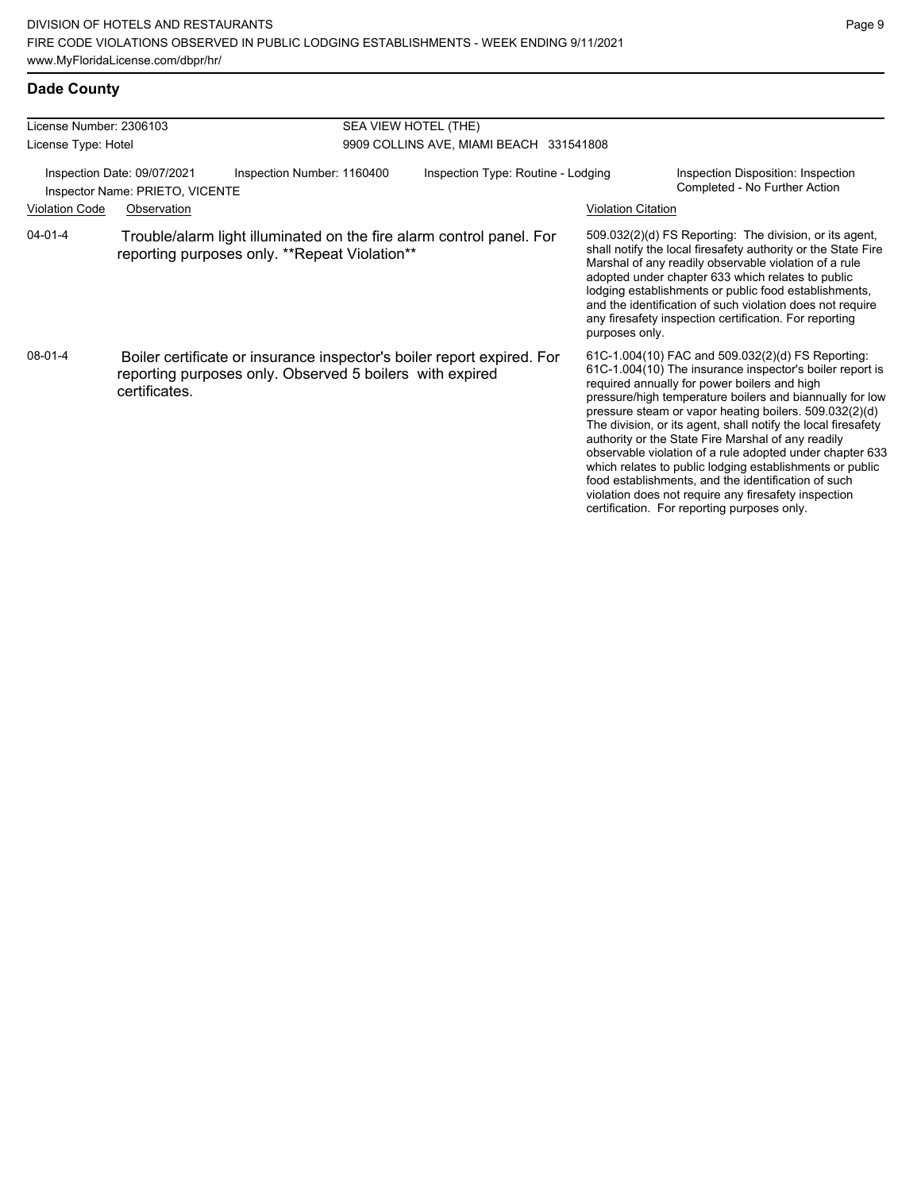## Dade County

| License Number: 2306103 | SEA VIEW HOTEL (THE) |
|---|---|
| License Type: Hotel | 9909 COLLINS AVE, MIAMI BEACH 331541808 |

Inspection Date: 09/07/2021 | Inspection Number: 1160400 | Inspection Type: Routine - Lodging | Inspection Disposition: Inspection Completed - No Further Action

Inspector Name: PRIETO, VICENTE

| Violation Code | Observation | Violation Citation |
|---|---|---|
| 04-01-4 | Trouble/alarm light illuminated on the fire alarm control panel. For reporting purposes only. **Repeat Violation** | 509.032(2)(d) FS Reporting: The division, or its agent, shall notify the local firesafety authority or the State Fire Marshal of any readily observable violation of a rule adopted under chapter 633 which relates to public lodging establishments or public food establishments, and the identification of such violation does not require any firesafety inspection certification. For reporting purposes only. |
| 08-01-4 | Boiler certificate or insurance inspector's boiler report expired. For reporting purposes only. Observed 5 boilers with expired certificates. | 61C-1.004(10) FAC and 509.032(2)(d) FS Reporting: 61C-1.004(10) The insurance inspector's boiler report is required annually for power boilers and high pressure/high temperature boilers and biannually for low pressure steam or vapor heating boilers. 509.032(2)(d) The division, or its agent, shall notify the local firesafety authority or the State Fire Marshal of any readily observable violation of a rule adopted under chapter 633 which relates to public lodging establishments or public food establishments, and the identification of such violation does not require any firesafety inspection certification. For reporting purposes only. |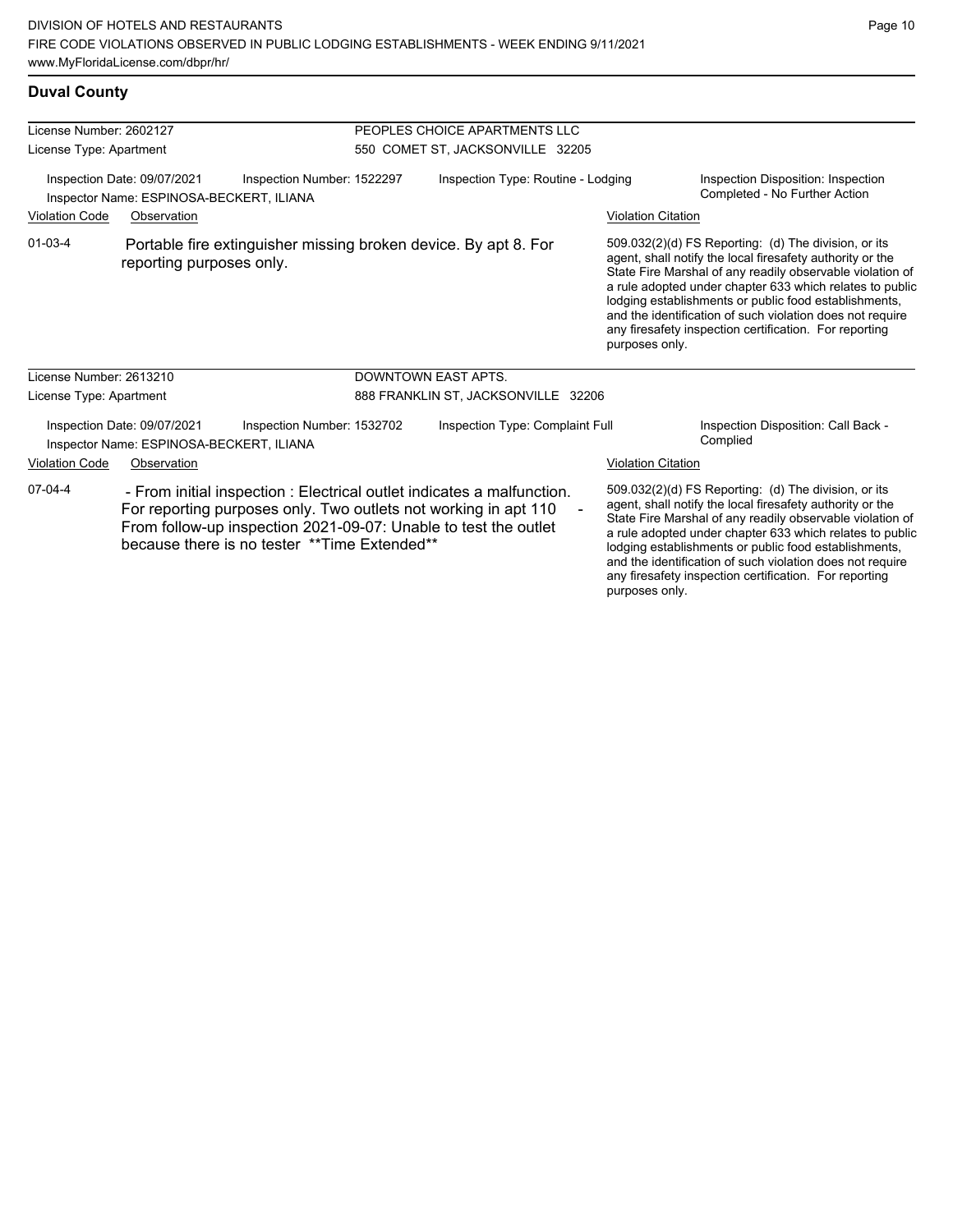## Duval County

**License Number:** 2602127
**License Type:** Apartment

PEOPLES CHOICE APARTMENTS LLC
550 COMET ST, JACKSONVILLE 32205

Inspection Date: 09/07/2021
Inspection Number: 1522297
Inspection Type: Routine - Lodging
Inspection Disposition: Inspection Completed - No Further Action
Inspector Name: ESPINOSA-BECKERT, ILIANA

| Violation Code | Observation | Violation Citation |
| --- | --- | --- |
| 01-03-4 | Portable fire extinguisher missing broken device. By apt 8. For reporting purposes only. | 509.032(2)(d) FS Reporting: (d) The division, or its agent, shall notify the local firesafety authority or the State Fire Marshal of any readily observable violation of a rule adopted under chapter 633 which relates to public lodging establishments or public food establishments, and the identification of such violation does not require any firesafety inspection certification. For reporting purposes only. |

**License Number:** 2613210
**License Type:** Apartment

DOWNTOWN EAST APTS.
888 FRANKLIN ST, JACKSONVILLE 32206

Inspection Date: 09/07/2021
Inspection Number: 1532702
Inspection Type: Complaint Full
Inspection Disposition: Call Back - Complied
Inspector Name: ESPINOSA-BECKERT, ILIANA

| Violation Code | Observation | Violation Citation |
| --- | --- | --- |
| 07-04-4 | - From initial inspection : Electrical outlet indicates a malfunction. For reporting purposes only. Two outlets not working in apt 110 - From follow-up inspection 2021-09-07: Unable to test the outlet because there is no tester **Time Extended** | 509.032(2)(d) FS Reporting: (d) The division, or its agent, shall notify the local firesafety authority or the State Fire Marshal of any readily observable violation of a rule adopted under chapter 633 which relates to public lodging establishments or public food establishments, and the identification of such violation does not require any firesafety inspection certification. For reporting purposes only. |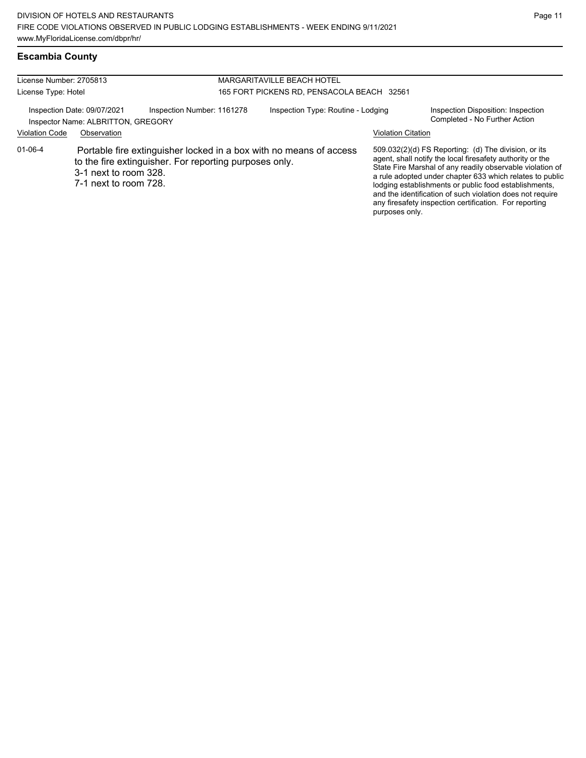## Escambia County

License Number: 2705813
License Type: Hotel

MARGARITAVILLE BEACH HOTEL
165 FORT PICKENS RD, PENSACOLA BEACH 32561

Inspection Date: 09/07/2021
Inspection Number: 1161278
Inspection Type: Routine - Lodging
Inspection Disposition: Inspection Completed - No Further Action
Inspector Name: ALBRITTON, GREGORY

| Violation Code | Observation | Violation Citation |
| --- | --- | --- |
| 01-06-4 | Portable fire extinguisher locked in a box with no means of access to the fire extinguisher. For reporting purposes only.<br>3-1 next to room 328.<br>7-1 next to room 728. | 509.032(2)(d) FS Reporting: (d) The division, or its agent, shall notify the local firesafety authority or the State Fire Marshal of any readily observable violation of a rule adopted under chapter 633 which relates to public lodging establishments or public food establishments, and the identification of such violation does not require any firesafety inspection certification. For reporting purposes only. |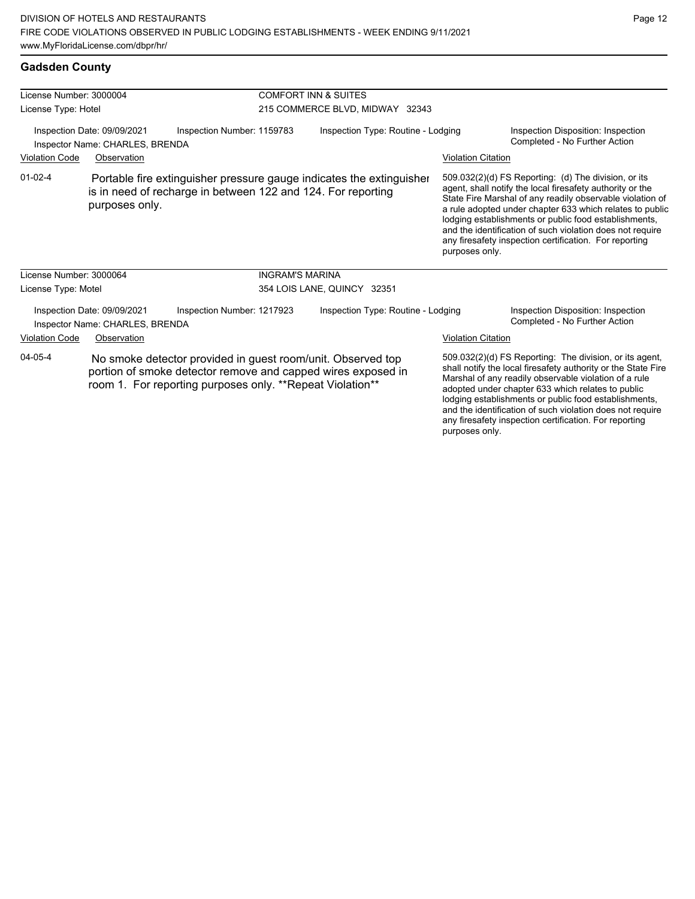DIVISION OF HOTELS AND RESTAURANTS
FIRE CODE VIOLATIONS OBSERVED IN PUBLIC LODGING ESTABLISHMENTS - WEEK ENDING 9/11/2021
www.MyFloridaLicense.com/dbpr/hr/

## Gadsden County

License Number: 3000004
License Type: Hotel

COMFORT INN & SUITES
215 COMMERCE BLVD, MIDWAY 32343

Inspection Date: 09/09/2021
Inspector Name: CHARLES, BRENDA
Inspection Number: 1159783
Inspection Type: Routine - Lodging
Inspection Disposition: Inspection Completed - No Further Action

| Violation Code | Observation | Violation Citation |
| --- | --- | --- |
| 01-02-4 | Portable fire extinguisher pressure gauge indicates the extinguisher is in need of recharge in between 122 and 124. For reporting purposes only. | 509.032(2)(d) FS Reporting: (d) The division, or its agent, shall notify the local firesafety authority or the State Fire Marshal of any readily observable violation of a rule adopted under chapter 633 which relates to public lodging establishments or public food establishments, and the identification of such violation does not require any firesafety inspection certification. For reporting purposes only. |

License Number: 3000064
License Type: Motel

INGRAM'S MARINA
354 LOIS LANE, QUINCY 32351

Inspection Date: 09/09/2021
Inspector Name: CHARLES, BRENDA
Inspection Number: 1217923
Inspection Type: Routine - Lodging
Inspection Disposition: Inspection Completed - No Further Action

| Violation Code | Observation | Violation Citation |
| --- | --- | --- |
| 04-05-4 | No smoke detector provided in guest room/unit. Observed top portion of smoke detector remove and capped wires exposed in room 1. For reporting purposes only. **Repeat Violation** | 509.032(2)(d) FS Reporting: The division, or its agent, shall notify the local firesafety authority or the State Fire Marshal of any readily observable violation of a rule adopted under chapter 633 which relates to public lodging establishments or public food establishments, and the identification of such violation does not require any firesafety inspection certification. For reporting purposes only. |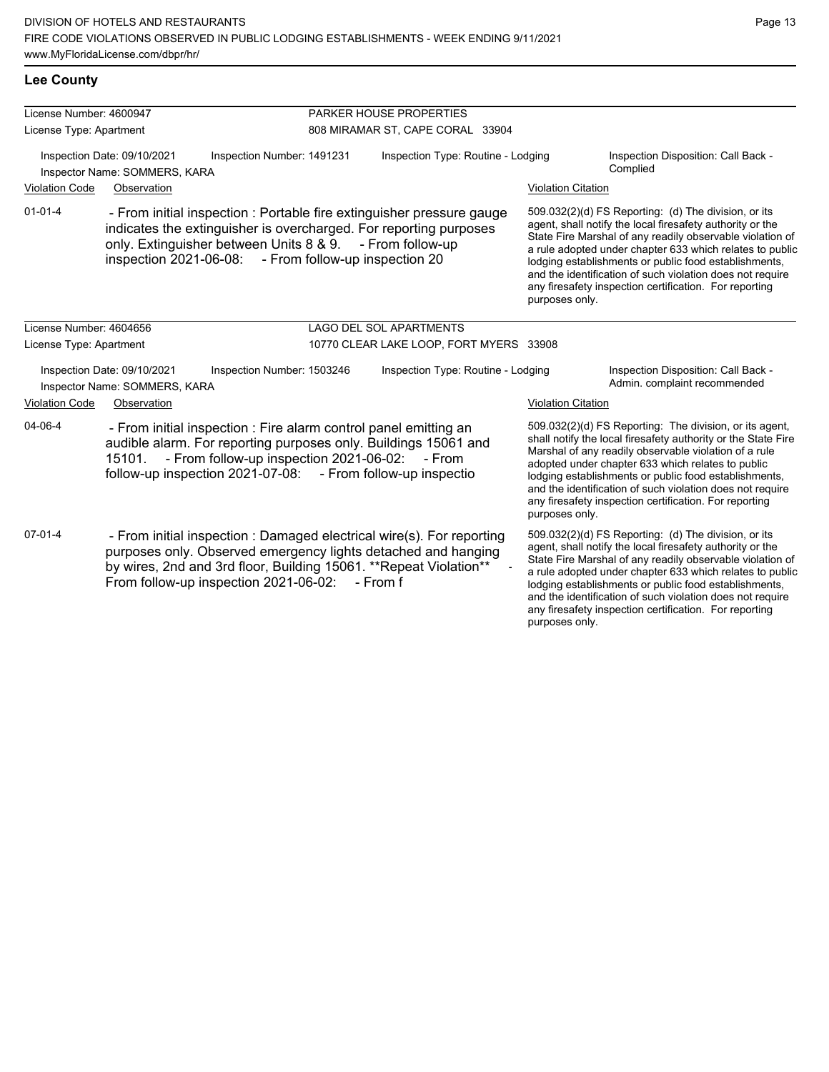## Lee County

**License Number:** 4600947
**License Type:** Apartment

**PARKER HOUSE PROPERTIES**
808 MIRAMAR ST, CAPE CORAL 33904

Inspection Date: 09/10/2021
Inspection Number: 1491231
Inspection Type: Routine - Lodging
Inspection Disposition: Call Back - Complied
Inspector Name: SOMMERS, KARA

| Violation Code | Observation | Violation Citation |
|---|---|---|
| 01-01-4 | - From initial inspection : Portable fire extinguisher pressure gauge indicates the extinguisher is overcharged. For reporting purposes only. Extinguisher between Units 8 & 9. - From follow-up inspection 2021-06-08: - From follow-up inspection 20 | 509.032(2)(d) FS Reporting: (d) The division, or its agent, shall notify the local firesafety authority or the State Fire Marshal of any readily observable violation of a rule adopted under chapter 633 which relates to public lodging establishments or public food establishments, and the identification of such violation does not require any firesafety inspection certification. For reporting purposes only. |

**License Number:** 4604656
**License Type:** Apartment

**LAGO DEL SOL APARTMENTS**
10770 CLEAR LAKE LOOP, FORT MYERS 33908

Inspection Date: 09/10/2021
Inspection Number: 1503246
Inspection Type: Routine - Lodging
Inspection Disposition: Call Back - Admin. complaint recommended
Inspector Name: SOMMERS, KARA

| Violation Code | Observation | Violation Citation |
|---|---|---|
| 04-06-4 | - From initial inspection : Fire alarm control panel emitting an audible alarm. For reporting purposes only. Buildings 15061 and 15101. - From follow-up inspection 2021-06-02: - From follow-up inspection 2021-07-08: - From follow-up inspectio | 509.032(2)(d) FS Reporting: The division, or its agent, shall notify the local firesafety authority or the State Fire Marshal of any readily observable violation of a rule adopted under chapter 633 which relates to public lodging establishments or public food establishments, and the identification of such violation does not require any firesafety inspection certification. For reporting purposes only. |
| 07-01-4 | - From initial inspection : Damaged electrical wire(s). For reporting purposes only. Observed emergency lights detached and hanging by wires, 2nd and 3rd floor, Building 15061. **Repeat Violation** - From follow-up inspection 2021-06-02: - From f | 509.032(2)(d) FS Reporting: (d) The division, or its agent, shall notify the local firesafety authority or the State Fire Marshal of any readily observable violation of a rule adopted under chapter 633 which relates to public lodging establishments or public food establishments, and the identification of such violation does not require any firesafety inspection certification. For reporting purposes only. |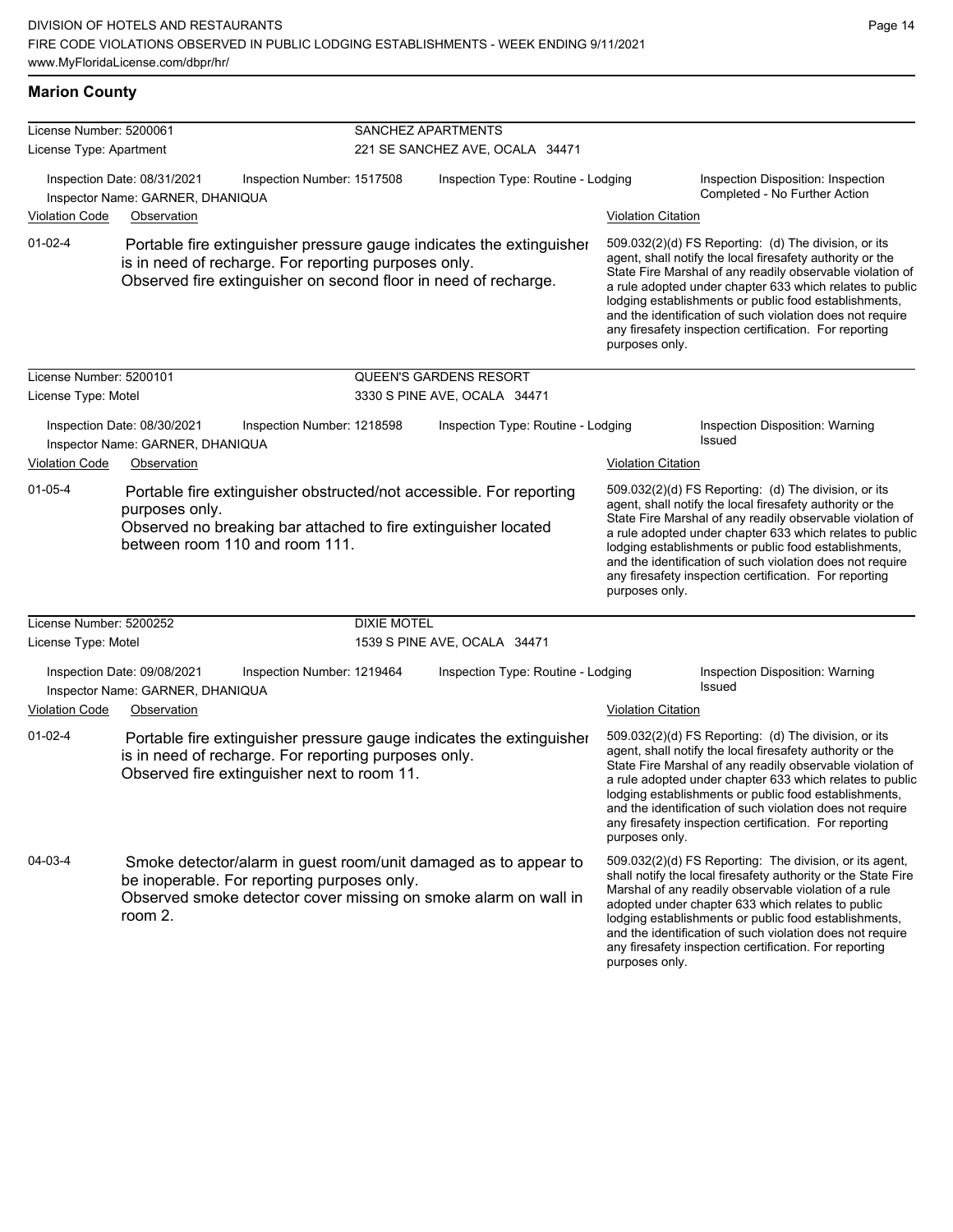## Marion County

**License Number:** 5200061 — **SANCHEZ APARTMENTS**
**License Type:** Apartment — 221 SE SANCHEZ AVE, OCALA 34471

Inspection Date: 08/31/2021 | Inspection Number: 1517508 | Inspection Type: Routine - Lodging | Inspection Disposition: Inspection Completed - No Further Action
Inspector Name: GARNER, DHANIQUA

| Violation Code | Observation | Violation Citation |
|---|---|---|
| 01-02-4 | Portable fire extinguisher pressure gauge indicates the extinguisher is in need of recharge. For reporting purposes only. Observed fire extinguisher on second floor in need of recharge. | 509.032(2)(d) FS Reporting: (d) The division, or its agent, shall notify the local firesafety authority or the State Fire Marshal of any readily observable violation of a rule adopted under chapter 633 which relates to public lodging establishments or public food establishments, and the identification of such violation does not require any firesafety inspection certification. For reporting purposes only. |

**License Number:** 5200101 — **QUEEN'S GARDENS RESORT**
**License Type:** Motel — 3330 S PINE AVE, OCALA 34471

Inspection Date: 08/30/2021 | Inspection Number: 1218598 | Inspection Type: Routine - Lodging | Inspection Disposition: Warning Issued
Inspector Name: GARNER, DHANIQUA

| Violation Code | Observation | Violation Citation |
|---|---|---|
| 01-05-4 | Portable fire extinguisher obstructed/not accessible. For reporting purposes only. Observed no breaking bar attached to fire extinguisher located between room 110 and room 111. | 509.032(2)(d) FS Reporting: (d) The division, or its agent, shall notify the local firesafety authority or the State Fire Marshal of any readily observable violation of a rule adopted under chapter 633 which relates to public lodging establishments or public food establishments, and the identification of such violation does not require any firesafety inspection certification. For reporting purposes only. |

**License Number:** 5200252 — **DIXIE MOTEL**
**License Type:** Motel — 1539 S PINE AVE, OCALA 34471

Inspection Date: 09/08/2021 | Inspection Number: 1219464 | Inspection Type: Routine - Lodging | Inspection Disposition: Warning Issued
Inspector Name: GARNER, DHANIQUA

| Violation Code | Observation | Violation Citation |
|---|---|---|
| 01-02-4 | Portable fire extinguisher pressure gauge indicates the extinguisher is in need of recharge. For reporting purposes only. Observed fire extinguisher next to room 11. | 509.032(2)(d) FS Reporting: (d) The division, or its agent, shall notify the local firesafety authority or the State Fire Marshal of any readily observable violation of a rule adopted under chapter 633 which relates to public lodging establishments or public food establishments, and the identification of such violation does not require any firesafety inspection certification. For reporting purposes only. |
| 04-03-4 | Smoke detector/alarm in guest room/unit damaged as to appear to be inoperable. For reporting purposes only. Observed smoke detector cover missing on smoke alarm on wall in room 2. | 509.032(2)(d) FS Reporting: The division, or its agent, shall notify the local firesafety authority or the State Fire Marshal of any readily observable violation of a rule adopted under chapter 633 which relates to public lodging establishments or public food establishments, and the identification of such violation does not require any firesafety inspection certification. For reporting purposes only. |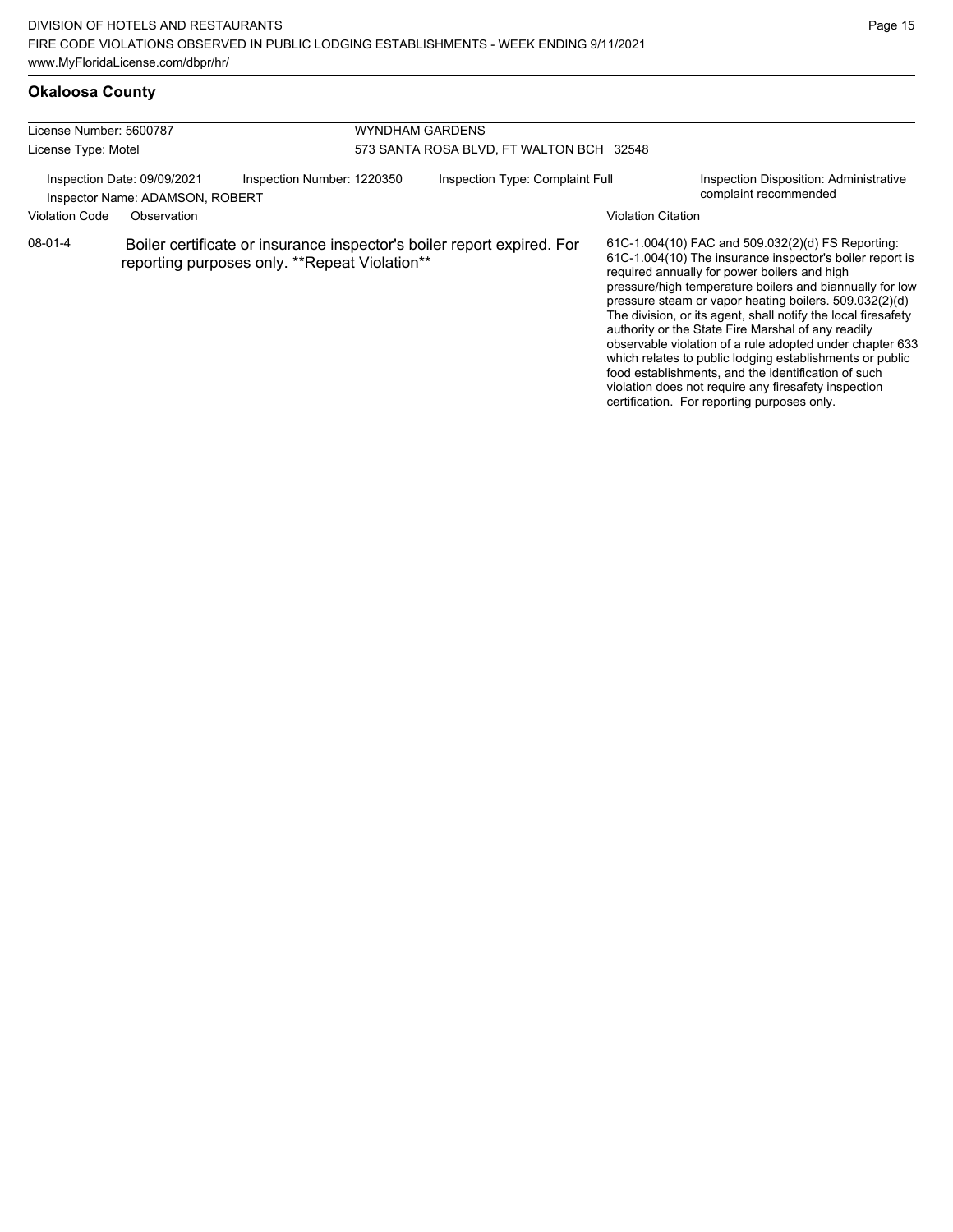## Okaloosa County

| License Number: 5600787 | WYNDHAM GARDENS |
|---|---|
| License Type: Motel | 573 SANTA ROSA BLVD, FT WALTON BCH 32548 |

Inspection Date: 09/09/2021 | Inspection Number: 1220350 | Inspection Type: Complaint Full | Inspection Disposition: Administrative complaint recommended

Inspector Name: ADAMSON, ROBERT

| Violation Code | Observation | Violation Citation |
|---|---|---|
| 08-01-4 | Boiler certificate or insurance inspector's boiler report expired. For reporting purposes only. **Repeat Violation** | 61C-1.004(10) FAC and 509.032(2)(d) FS Reporting: 61C-1.004(10) The insurance inspector's boiler report is required annually for power boilers and high pressure/high temperature boilers and biannually for low pressure steam or vapor heating boilers. 509.032(2)(d) The division, or its agent, shall notify the local firesafety authority or the State Fire Marshal of any readily observable violation of a rule adopted under chapter 633 which relates to public lodging establishments or public food establishments, and the identification of such violation does not require any firesafety inspection certification. For reporting purposes only. |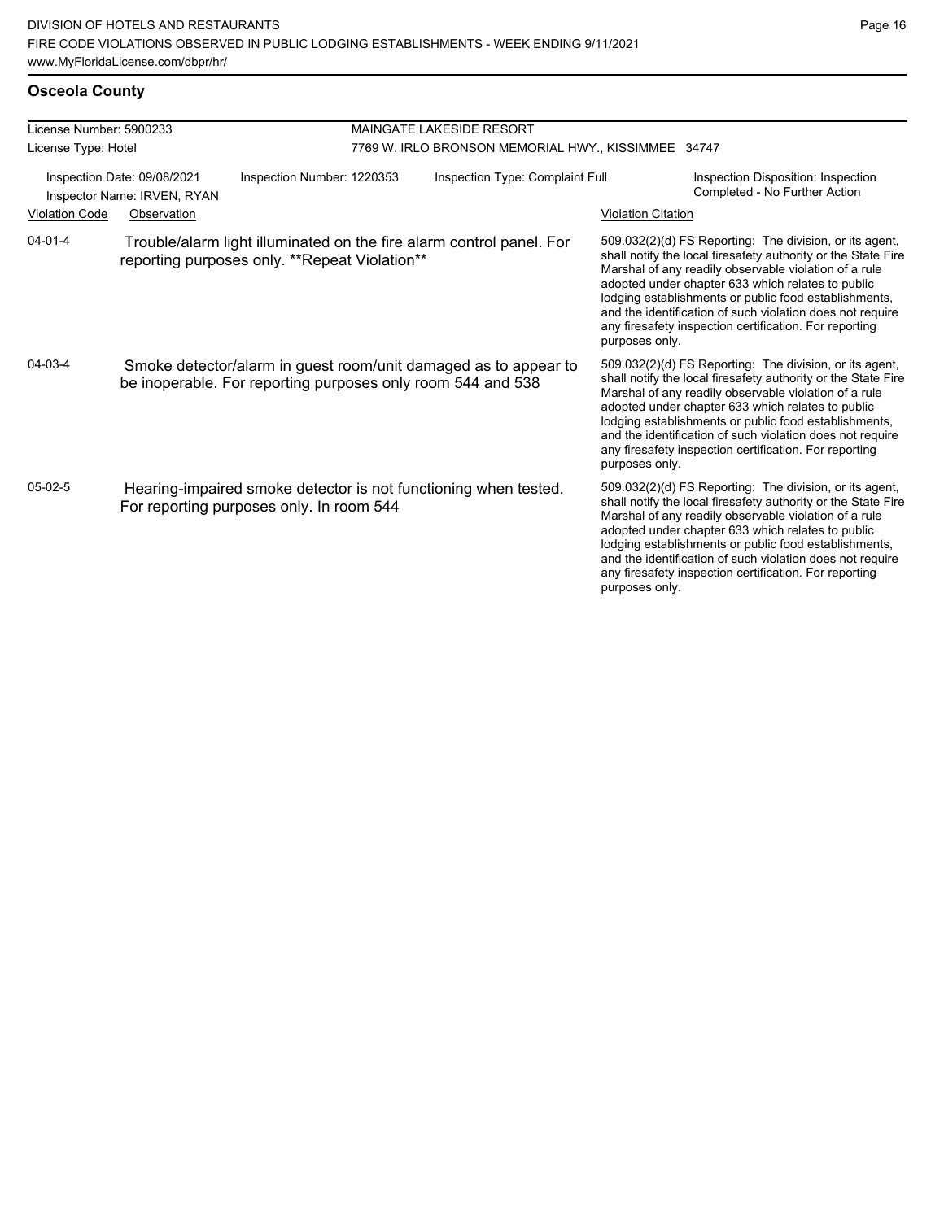## Osceola County

| License Number: 5900233 | | MAINGATE LAKESIDE RESORT | |
|---|---|---|---|
| License Type: Hotel | | 7769 W. IRLO BRONSON MEMORIAL HWY., KISSIMMEE 34747 | |

Inspection Date: 09/08/2021
Inspector Name: IRVEN, RYAN
Inspection Number: 1220353
Inspection Type: Complaint Full
Inspection Disposition: Inspection Completed - No Further Action

| Violation Code | Observation | Violation Citation |
|---|---|---|
| 04-01-4 | Trouble/alarm light illuminated on the fire alarm control panel. For reporting purposes only. **Repeat Violation** | 509.032(2)(d) FS Reporting: The division, or its agent, shall notify the local firesafety authority or the State Fire Marshal of any readily observable violation of a rule adopted under chapter 633 which relates to public lodging establishments or public food establishments, and the identification of such violation does not require any firesafety inspection certification. For reporting purposes only. |
| 04-03-4 | Smoke detector/alarm in guest room/unit damaged as to appear to be inoperable. For reporting purposes only room 544 and 538 | 509.032(2)(d) FS Reporting: The division, or its agent, shall notify the local firesafety authority or the State Fire Marshal of any readily observable violation of a rule adopted under chapter 633 which relates to public lodging establishments or public food establishments, and the identification of such violation does not require any firesafety inspection certification. For reporting purposes only. |
| 05-02-5 | Hearing-impaired smoke detector is not functioning when tested. For reporting purposes only. In room 544 | 509.032(2)(d) FS Reporting: The division, or its agent, shall notify the local firesafety authority or the State Fire Marshal of any readily observable violation of a rule adopted under chapter 633 which relates to public lodging establishments or public food establishments, and the identification of such violation does not require any firesafety inspection certification. For reporting purposes only. |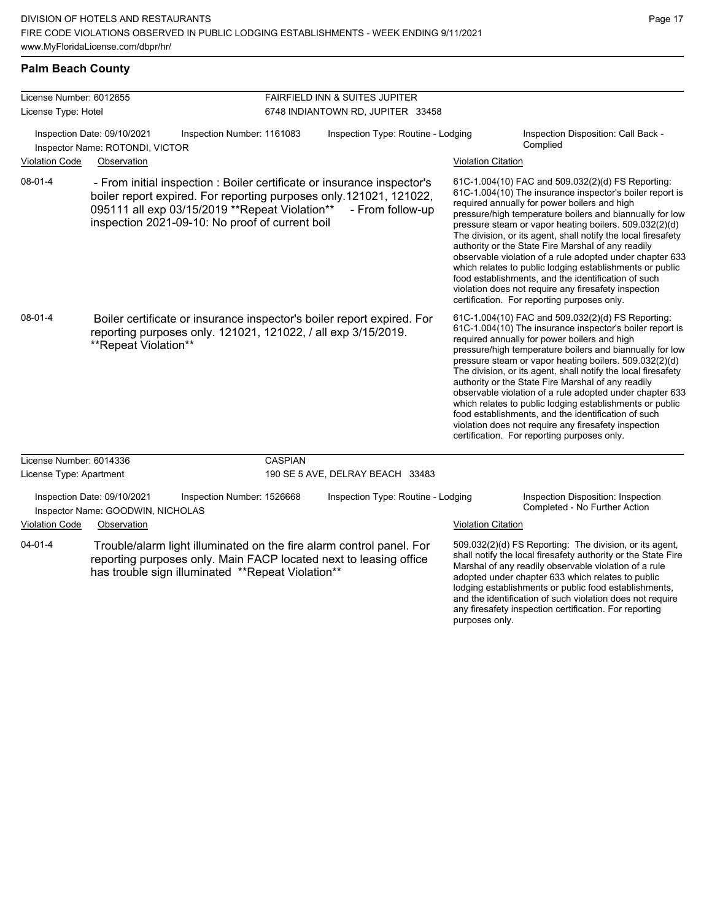## Palm Beach County

**License Number:** 6012655
**License Type:** Hotel

**FAIRFIELD INN & SUITES JUPITER**
6748 INDIANTOWN RD, JUPITER 33458

**Inspection Date:** 09/10/2021 **Inspection Number:** 1161083 **Inspection Type:** Routine - Lodging **Inspection Disposition:** Call Back - Complied
**Inspector Name:** ROTONDI, VICTOR

| Violation Code | Observation | Violation Citation |
| --- | --- | --- |
| 08-01-4 | - From initial inspection : Boiler certificate or insurance inspector's boiler report expired. For reporting purposes only.121021, 121022, 095111 all exp 03/15/2019 **Repeat Violation** - From follow-up inspection 2021-09-10: No proof of current boil | 61C-1.004(10) FAC and 509.032(2)(d) FS Reporting: 61C-1.004(10) The insurance inspector's boiler report is required annually for power boilers and high pressure/high temperature boilers and biannually for low pressure steam or vapor heating boilers. 509.032(2)(d) The division, or its agent, shall notify the local firesafety authority or the State Fire Marshal of any readily observable violation of a rule adopted under chapter 633 which relates to public lodging establishments or public food establishments, and the identification of such violation does not require any firesafety inspection certification. For reporting purposes only. |
| 08-01-4 | Boiler certificate or insurance inspector's boiler report expired. For reporting purposes only. 121021, 121022, / all exp 3/15/2019. **Repeat Violation** | 61C-1.004(10) FAC and 509.032(2)(d) FS Reporting: 61C-1.004(10) The insurance inspector's boiler report is required annually for power boilers and high pressure/high temperature boilers and biannually for low pressure steam or vapor heating boilers. 509.032(2)(d) The division, or its agent, shall notify the local firesafety authority or the State Fire Marshal of any readily observable violation of a rule adopted under chapter 633 which relates to public lodging establishments or public food establishments, and the identification of such violation does not require any firesafety inspection certification. For reporting purposes only. |

**License Number:** 6014336
**License Type:** Apartment

**CASPIAN**
190 SE 5 AVE, DELRAY BEACH 33483

**Inspection Date:** 09/10/2021 **Inspection Number:** 1526668 **Inspection Type:** Routine - Lodging **Inspection Disposition:** Inspection Completed - No Further Action
**Inspector Name:** GOODWIN, NICHOLAS

| Violation Code | Observation | Violation Citation |
| --- | --- | --- |
| 04-01-4 | Trouble/alarm light illuminated on the fire alarm control panel. For reporting purposes only. Main FACP located next to leasing office has trouble sign illuminated **Repeat Violation** | 509.032(2)(d) FS Reporting: The division, or its agent, shall notify the local firesafety authority or the State Fire Marshal of any readily observable violation of a rule adopted under chapter 633 which relates to public lodging establishments or public food establishments, and the identification of such violation does not require any firesafety inspection certification. For reporting purposes only. |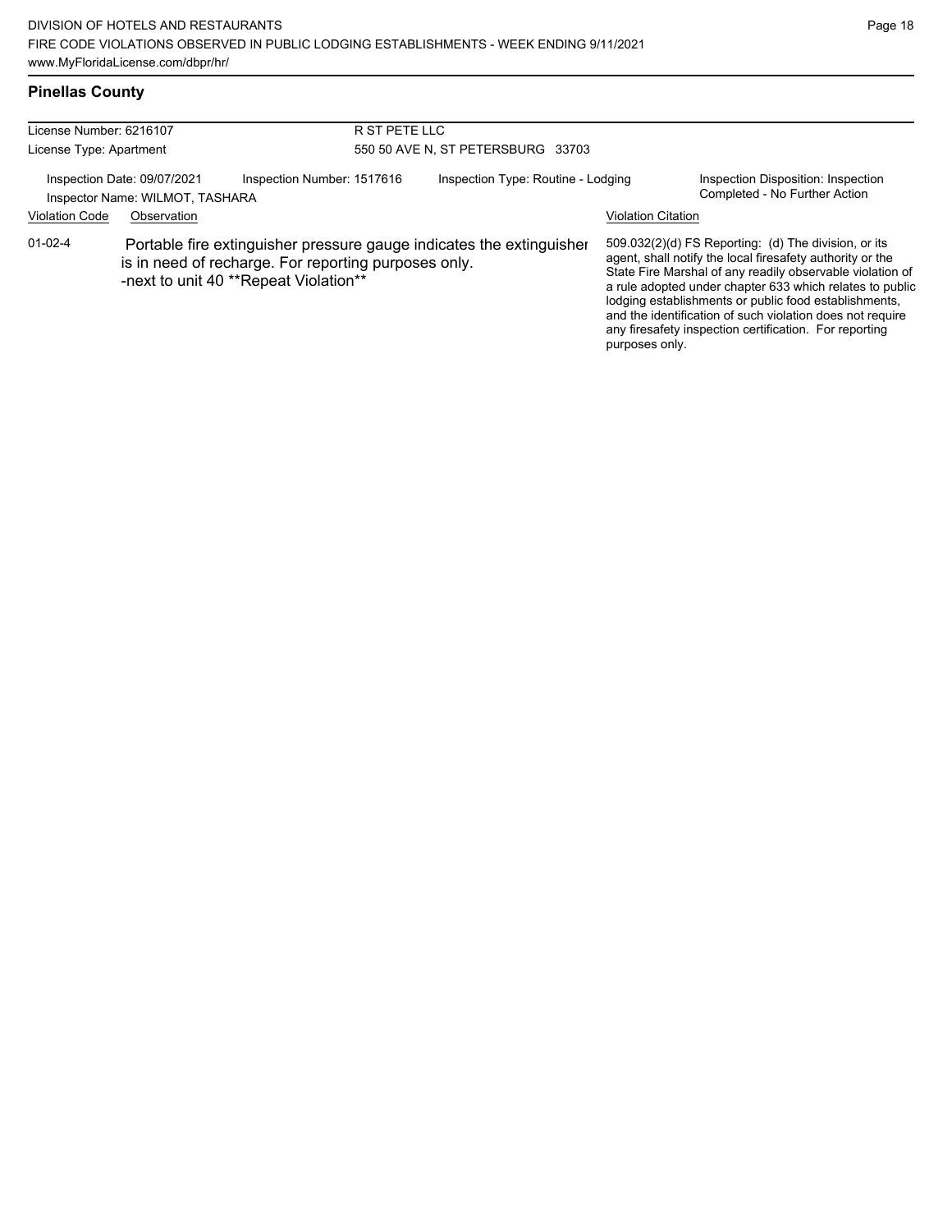## Pinellas County

License Number: 6216107
License Type: Apartment

R ST PETE LLC
550 50 AVE N, ST PETERSBURG 33703

Inspection Date: 09/07/2021
Inspector Name: WILMOT, TASHARA
Inspection Number: 1517616
Inspection Type: Routine - Lodging
Inspection Disposition: Inspection Completed - No Further Action

| Violation Code | Observation | Violation Citation |
|---|---|---|
| 01-02-4 | Portable fire extinguisher pressure gauge indicates the extinguisher is in need of recharge. For reporting purposes only. -next to unit 40 **Repeat Violation** | 509.032(2)(d) FS Reporting: (d) The division, or its agent, shall notify the local firesafety authority or the State Fire Marshal of any readily observable violation of a rule adopted under chapter 633 which relates to public lodging establishments or public food establishments, and the identification of such violation does not require any firesafety inspection certification. For reporting purposes only. |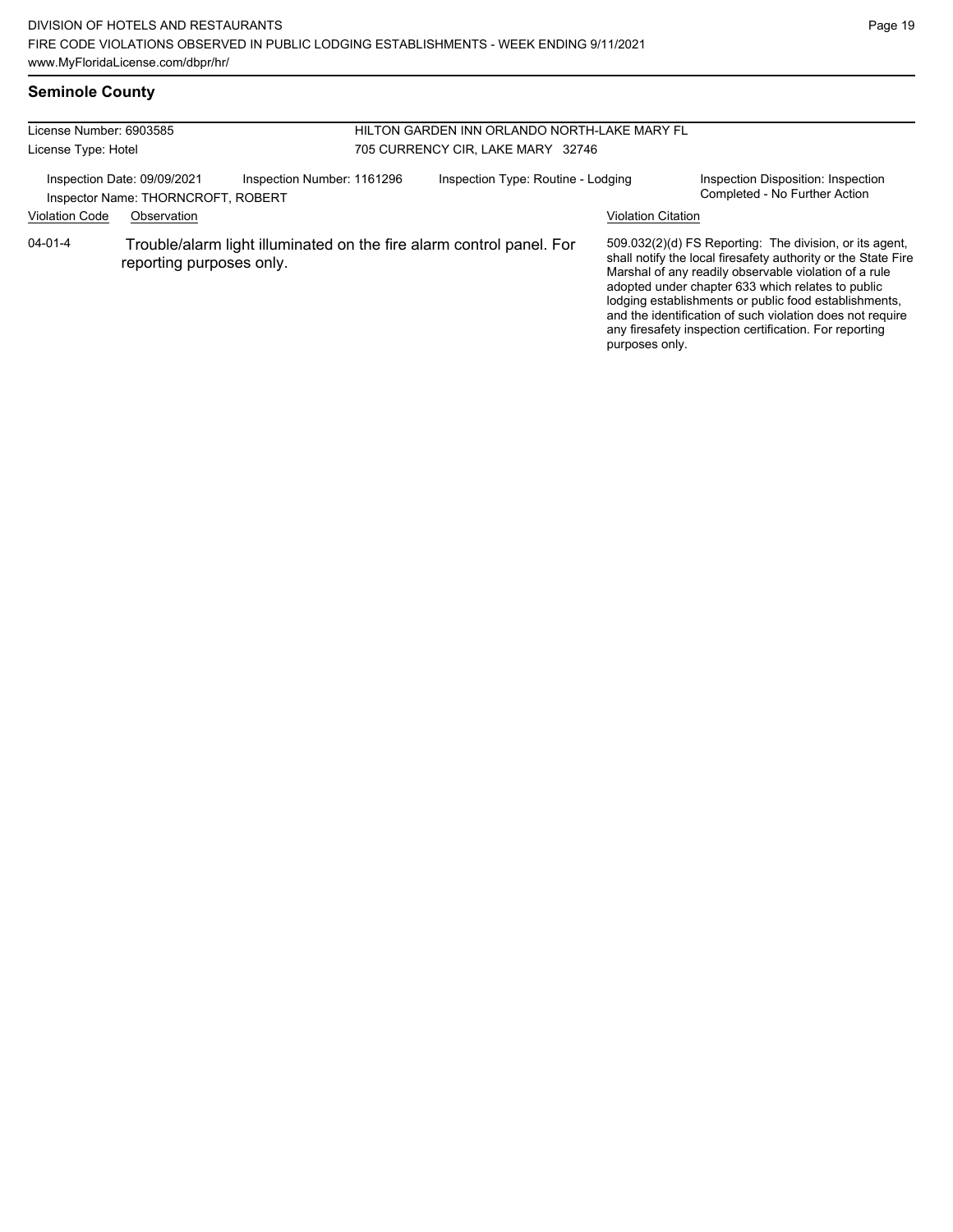## Seminole County

License Number: 6903585
License Type: Hotel

HILTON GARDEN INN ORLANDO NORTH-LAKE MARY FL
705 CURRENCY CIR, LAKE MARY 32746

Inspection Date: 09/09/2021
Inspector Name: THORNCROFT, ROBERT
Inspection Number: 1161296
Inspection Type: Routine - Lodging
Inspection Disposition: Inspection Completed - No Further Action

| Violation Code | Observation | Violation Citation |
| --- | --- | --- |
| 04-01-4 | Trouble/alarm light illuminated on the fire alarm control panel. For reporting purposes only. | 509.032(2)(d) FS Reporting: The division, or its agent, shall notify the local firesafety authority or the State Fire Marshal of any readily observable violation of a rule adopted under chapter 633 which relates to public lodging establishments or public food establishments, and the identification of such violation does not require any firesafety inspection certification. For reporting purposes only. |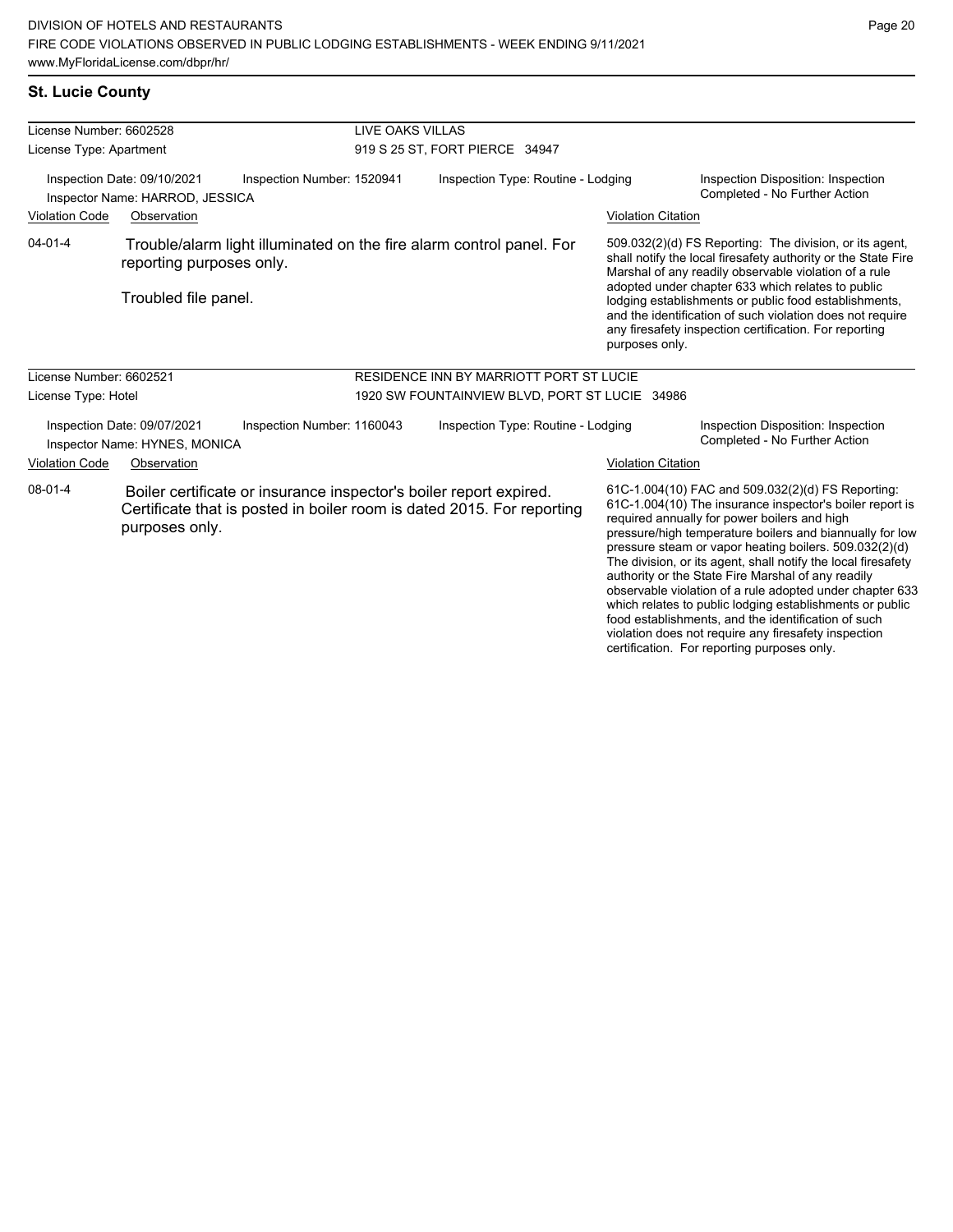## St. Lucie County

**License Number:** 6602528
**License Type:** Apartment

**LIVE OAKS VILLAS**
919 S 25 ST, FORT PIERCE 34947

Inspection Date: 09/10/2021
Inspection Number: 1520941
Inspection Type: Routine - Lodging
Inspection Disposition: Inspection Completed - No Further Action
Inspector Name: HARROD, JESSICA

| Violation Code | Observation | Violation Citation |
| --- | --- | --- |
| 04-01-4 | Trouble/alarm light illuminated on the fire alarm control panel. For reporting purposes only. Troubled file panel. | 509.032(2)(d) FS Reporting: The division, or its agent, shall notify the local firesafety authority or the State Fire Marshal of any readily observable violation of a rule adopted under chapter 633 which relates to public lodging establishments or public food establishments, and the identification of such violation does not require any firesafety inspection certification. For reporting purposes only. |

**License Number:** 6602521
**License Type:** Hotel

**RESIDENCE INN BY MARRIOTT PORT ST LUCIE**
1920 SW FOUNTAINVIEW BLVD, PORT ST LUCIE 34986

Inspection Date: 09/07/2021
Inspection Number: 1160043
Inspection Type: Routine - Lodging
Inspection Disposition: Inspection Completed - No Further Action
Inspector Name: HYNES, MONICA

| Violation Code | Observation | Violation Citation |
| --- | --- | --- |
| 08-01-4 | Boiler certificate or insurance inspector's boiler report expired. Certificate that is posted in boiler room is dated 2015. For reporting purposes only. | 61C-1.004(10) FAC and 509.032(2)(d) FS Reporting: 61C-1.004(10) The insurance inspector's boiler report is required annually for power boilers and high pressure/high temperature boilers and biannually for low pressure steam or vapor heating boilers. 509.032(2)(d) The division, or its agent, shall notify the local firesafety authority or the State Fire Marshal of any readily observable violation of a rule adopted under chapter 633 which relates to public lodging establishments or public food establishments, and the identification of such violation does not require any firesafety inspection certification. For reporting purposes only. |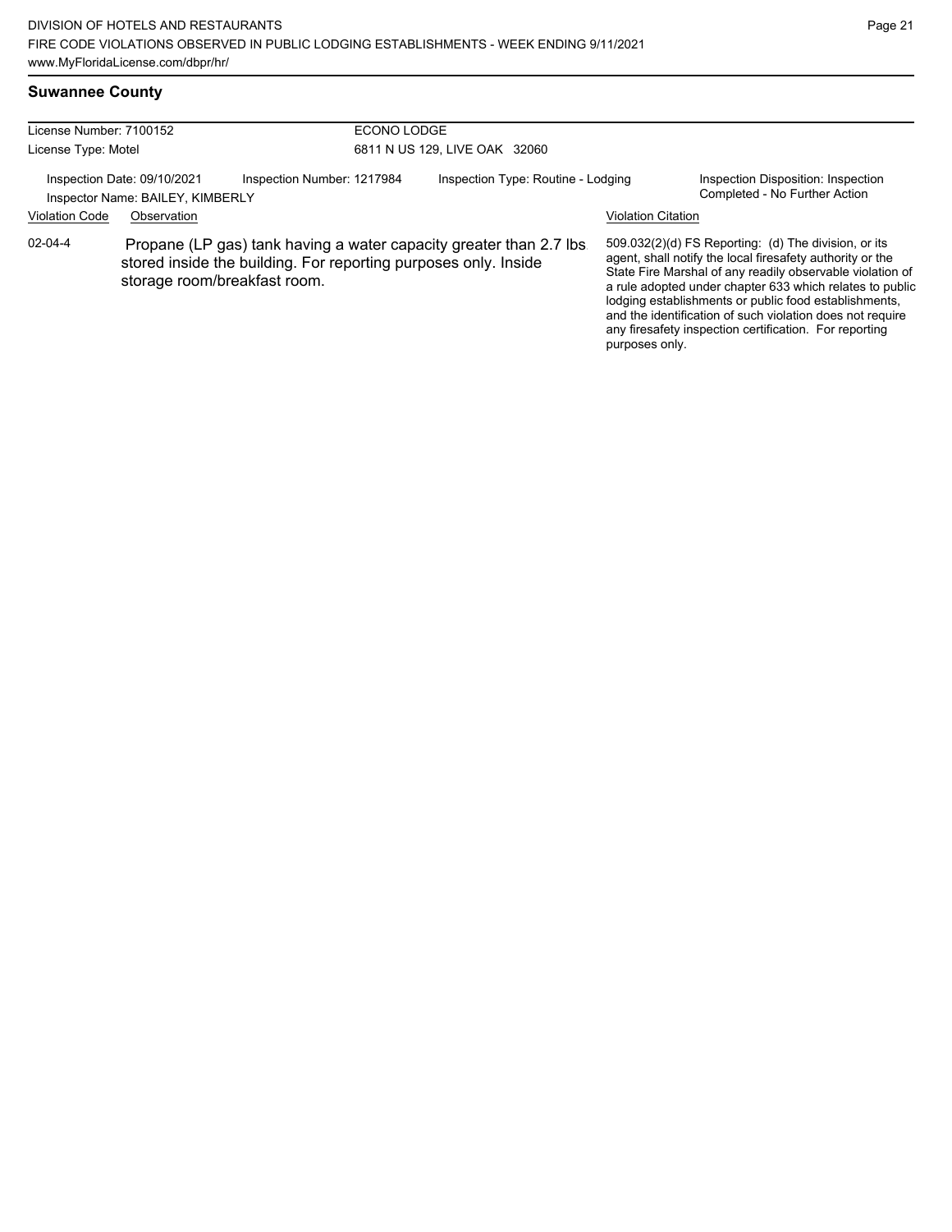## Suwannee County

License Number: 7100152 — ECONO LODGE

License Type: Motel — 6811 N US 129, LIVE OAK 32060

Inspection Date: 09/10/2021 | Inspection Number: 1217984 | Inspection Type: Routine - Lodging | Inspection Disposition: Inspection Completed - No Further Action

Inspector Name: BAILEY, KIMBERLY

| Violation Code | Observation | Violation Citation |
| --- | --- | --- |
| 02-04-4 | Propane (LP gas) tank having a water capacity greater than 2.7 lbs. stored inside the building. For reporting purposes only. Inside storage room/breakfast room. | 509.032(2)(d) FS Reporting: (d) The division, or its agent, shall notify the local firesafety authority or the State Fire Marshal of any readily observable violation of a rule adopted under chapter 633 which relates to public lodging establishments or public food establishments, and the identification of such violation does not require any firesafety inspection certification. For reporting purposes only. |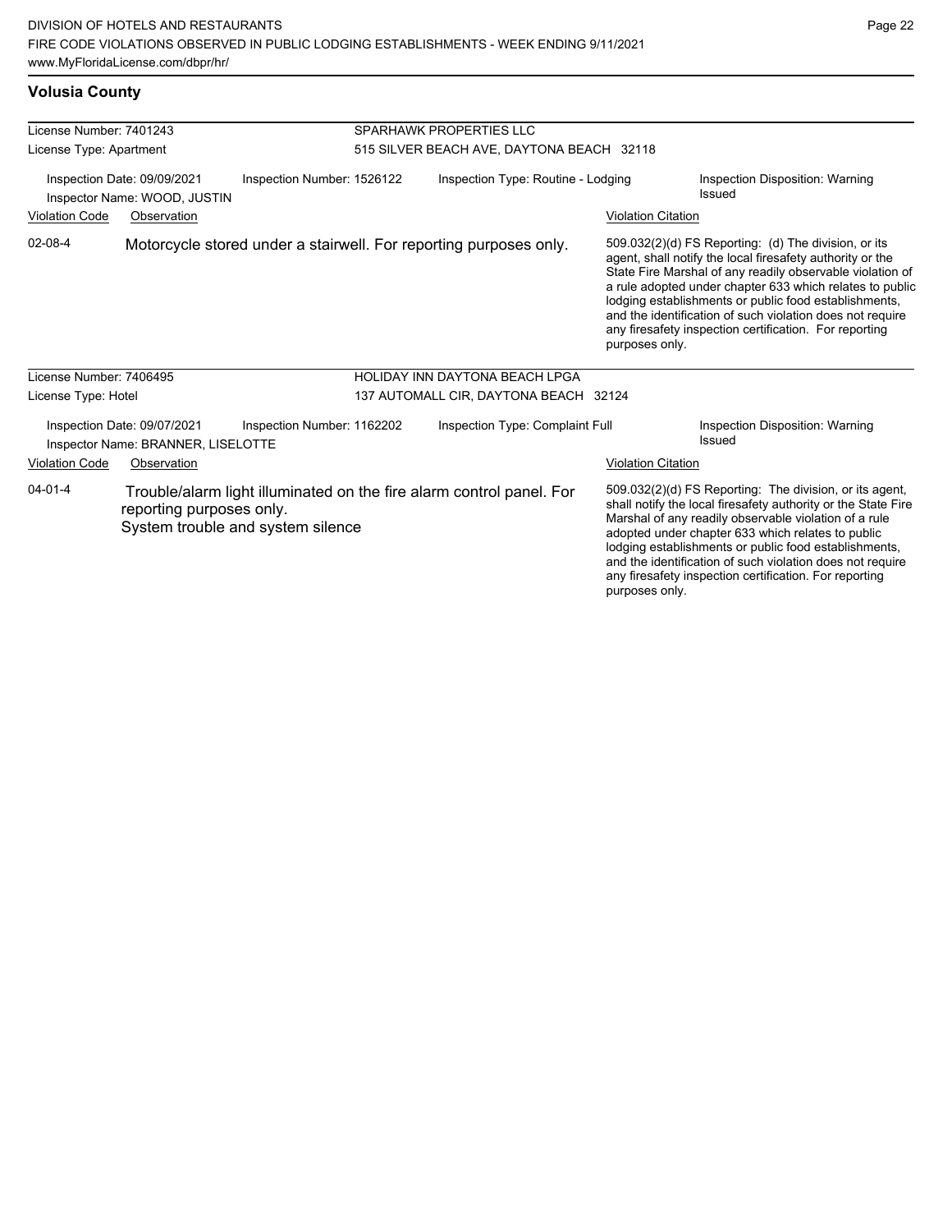## Volusia County

| License Number: 7401243 | SPARHAWK PROPERTIES LLC |
| --- | --- |
| License Type: Apartment | 515 SILVER BEACH AVE, DAYTONA BEACH 32118 |

Inspection Date: 09/09/2021
Inspector Name: WOOD, JUSTIN
Inspection Number: 1526122
Inspection Type: Routine - Lodging
Inspection Disposition: Warning Issued

| Violation Code | Observation | Violation Citation |
| --- | --- | --- |
| 02-08-4 | Motorcycle stored under a stairwell. For reporting purposes only. | 509.032(2)(d) FS Reporting: (d) The division, or its agent, shall notify the local firesafety authority or the State Fire Marshal of any readily observable violation of a rule adopted under chapter 633 which relates to public lodging establishments or public food establishments, and the identification of such violation does not require any firesafety inspection certification. For reporting purposes only. |

| License Number: 7406495 | HOLIDAY INN DAYTONA BEACH LPGA |
| --- | --- |
| License Type: Hotel | 137 AUTOMALL CIR, DAYTONA BEACH 32124 |

Inspection Date: 09/07/2021
Inspector Name: BRANNER, LISELOTTE
Inspection Number: 1162202
Inspection Type: Complaint Full
Inspection Disposition: Warning Issued

| Violation Code | Observation | Violation Citation |
| --- | --- | --- |
| 04-01-4 | Trouble/alarm light illuminated on the fire alarm control panel. For reporting purposes only. System trouble and system silence | 509.032(2)(d) FS Reporting: The division, or its agent, shall notify the local firesafety authority or the State Fire Marshal of any readily observable violation of a rule adopted under chapter 633 which relates to public lodging establishments or public food establishments, and the identification of such violation does not require any firesafety inspection certification. For reporting purposes only. |